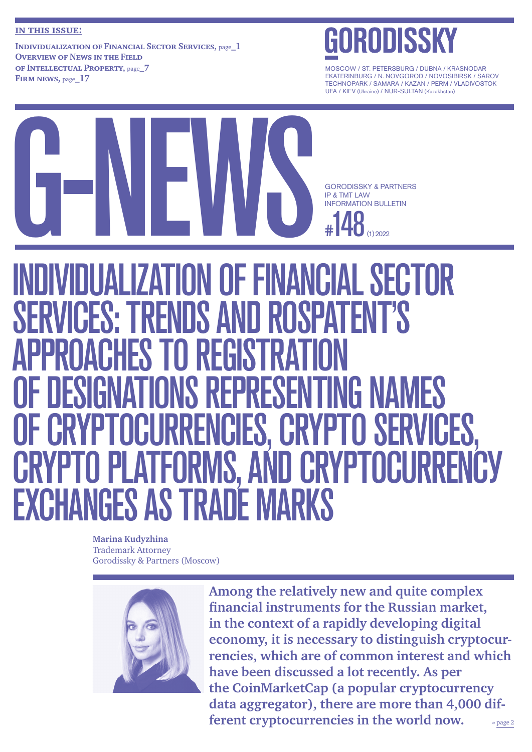**IN THIS ISSUE:**

**Individualization of Financial Sector Services,** page_1
**Overview of News in the Field of Intellectual Property,** page_7
**Firm news,** page_17

# GORODISSKY

MOSCOW / ST. PETERSBURG / DUBNA / KRASNODAR
EKATERINBURG / N. NOVGOROD / NOVOSIBIRSK / SAROV
TECHNOPARK / SAMARA / KAZAN / PERM / VLADIVOSTOK
UFA / KIEV (Ukraine) / NUR-SULTAN (Kazakhstan)

# G-NEWS

GORODISSKY & PARTNERS
IP & TMT LAW
INFORMATION BULLETIN

#148 (1) 2022

# INDIVIDUALIZATION OF FINANCIAL SECTOR SERVICES: TRENDS AND ROSPATENT'S APPROACHES TO REGISTRATION OF DESIGNATIONS REPRESENTING NAMES OF CRYPTOCURRENCIES, CRYPTO SERVICES, CRYPTO PLATFORMS, AND CRYPTOCURRENCY EXCHANGES AS TRADE MARKS

**Marina Kudyzhina**
Trademark Attorney
Gorodissky & Partners (Moscow)

**Among the relatively new and quite complex financial instruments for the Russian market, in the context of a rapidly developing digital economy, it is necessary to distinguish cryptocurrencies, which are of common interest and which have been discussed a lot recently. As per the CoinMarketCap (a popular cryptocurrency data aggregator), there are more than 4,000 different cryptocurrencies in the world now.**

» page 2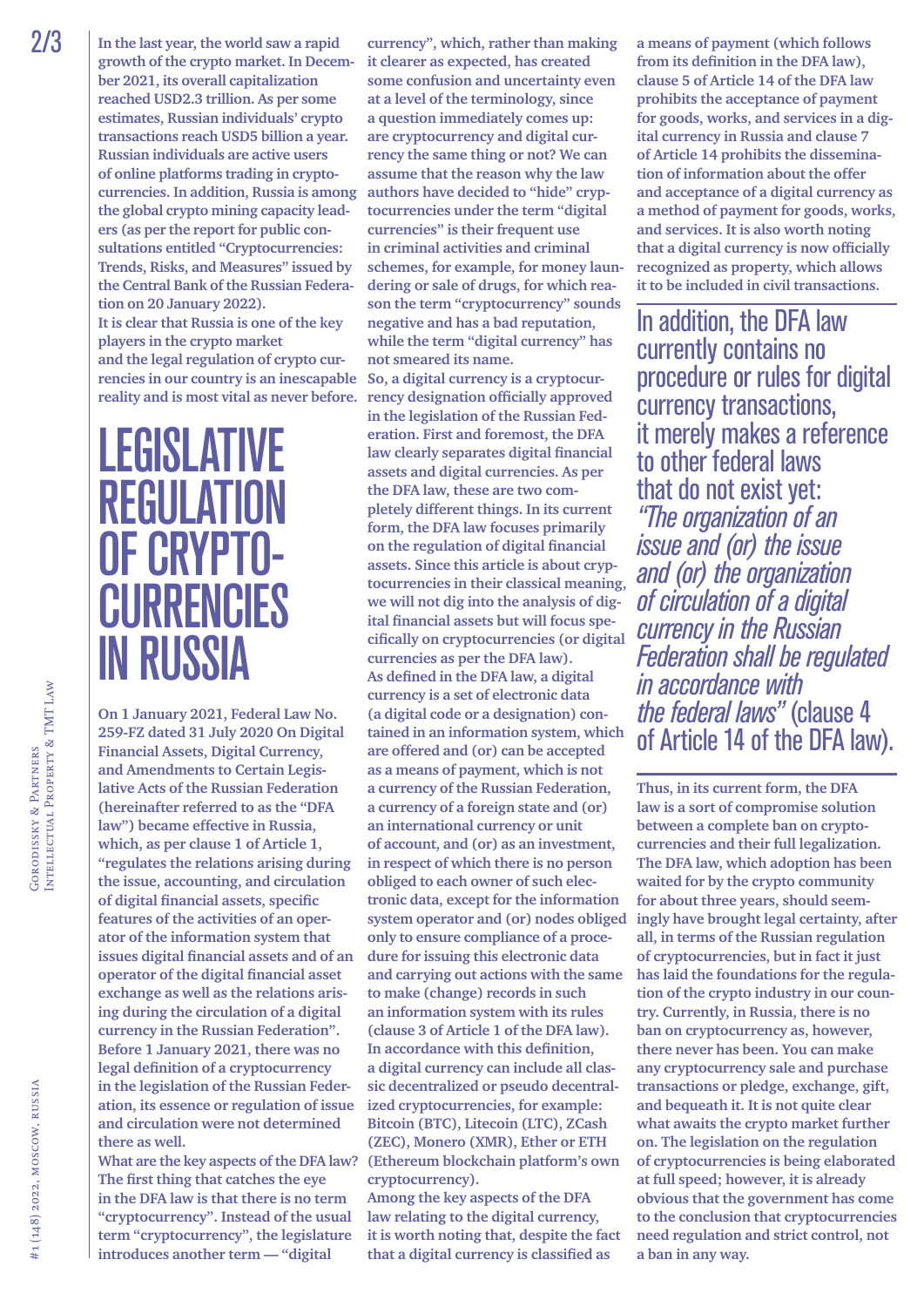In the last year, the world saw a rapid growth of the crypto market. In December 2021, its overall capitalization reached USD2.3 trillion. As per some estimates, Russian individuals' crypto transactions reach USD5 billion a year. Russian individuals are active users of online platforms trading in cryptocurrencies. In addition, Russia is among the global crypto mining capacity leaders (as per the report for public consultations entitled "Cryptocurrencies: Trends, Risks, and Measures" issued by the Central Bank of the Russian Federation on 20 January 2022).

It is clear that Russia is one of the key players in the crypto market and the legal regulation of crypto currencies in our country is an inescapable reality and is most vital as never before.

# LEGISLATIVE REGULATION OF CRYPTOCURRENCIES IN RUSSIA

On 1 January 2021, Federal Law No. 259-FZ dated 31 July 2020 On Digital Financial Assets, Digital Currency, and Amendments to Certain Legislative Acts of the Russian Federation (hereinafter referred to as the "DFA law") became effective in Russia, which, as per clause 1 of Article 1, "regulates the relations arising during the issue, accounting, and circulation of digital financial assets, specific features of the activities of an operator of the information system that issues digital financial assets and of an operator of the digital financial asset exchange as well as the relations arising during the circulation of a digital currency in the Russian Federation". Before 1 January 2021, there was no legal definition of a cryptocurrency in the legislation of the Russian Federation, its essence or regulation of issue and circulation were not determined there as well.

What are the key aspects of the DFA law? The first thing that catches the eye in the DFA law is that there is no term "cryptocurrency". Instead of the usual term "cryptocurrency", the legislature introduces another term — "digital currency", which, rather than making it clearer as expected, has created some confusion and uncertainty even at a level of the terminology, since a question immediately comes up: are cryptocurrency and digital currency the same thing or not? We can assume that the reason why the law authors have decided to "hide" cryptocurrencies under the term "digital currencies" is their frequent use in criminal activities and criminal schemes, for example, for money laundering or sale of drugs, for which reason the term "cryptocurrency" sounds negative and has a bad reputation, while the term "digital currency" has not smeared its name.

So, a digital currency is a cryptocurrency designation officially approved in the legislation of the Russian Federation. First and foremost, the DFA law clearly separates digital financial assets and digital currencies. As per the DFA law, these are two completely different things. In its current form, the DFA law focuses primarily on the regulation of digital financial assets. Since this article is about cryptocurrencies in their classical meaning, we will not dig into the analysis of digital financial assets but will focus specifically on cryptocurrencies (or digital currencies as per the DFA law).

As defined in the DFA law, a digital currency is a set of electronic data (a digital code or a designation) contained in an information system, which are offered and (or) can be accepted as a means of payment, which is not a currency of the Russian Federation, a currency of a foreign state and (or) an international currency or unit of account, and (or) as an investment, in respect of which there is no person obliged to each owner of such electronic data, except for the information system operator and (or) nodes obliged only to ensure compliance of a procedure for issuing this electronic data and carrying out actions with the same to make (change) records in such an information system with its rules (clause 3 of Article 1 of the DFA law). In accordance with this definition, a digital currency can include all classic decentralized or pseudo decentralized cryptocurrencies, for example: Bitcoin (BTC), Litecoin (LTC), ZCash (ZEC), Monero (XMR), Ether or ETH (Ethereum blockchain platform's own cryptocurrency).

Among the key aspects of the DFA law relating to the digital currency, it is worth noting that, despite the fact that a digital currency is classified as a means of payment (which follows from its definition in the DFA law), clause 5 of Article 14 of the DFA law prohibits the acceptance of payment for goods, works, and services in a digital currency in Russia and clause 7 of Article 14 prohibits the dissemination of information about the offer and acceptance of a digital currency as a method of payment for goods, works, and services. It is also worth noting that a digital currency is now officially recognized as property, which allows it to be included in civil transactions.

> In addition, the DFA law currently contains no procedure or rules for digital currency transactions, it merely makes a reference to other federal laws that do not exist yet: *"The organization of an issue and (or) the issue and (or) the organization of circulation of a digital currency in the Russian Federation shall be regulated in accordance with the federal laws"* (clause 4 of Article 14 of the DFA law).

Thus, in its current form, the DFA law is a sort of compromise solution between a complete ban on cryptocurrencies and their full legalization. The DFA law, which adoption has been waited for by the crypto community for about three years, should seemingly have brought legal certainty, after all, in terms of the Russian regulation of cryptocurrencies, but in fact it just has laid the foundations for the regulation of the crypto industry in our country. Currently, in Russia, there is no ban on cryptocurrency as, however, there never has been. You can make any cryptocurrency sale and purchase transactions or pledge, exchange, gift, and bequeath it. It is not quite clear what awaits the crypto market further on. The legislation on the regulation of cryptocurrencies is being elaborated at full speed; however, it is already obvious that the government has come to the conclusion that cryptocurrencies need regulation and strict control, not a ban in any way.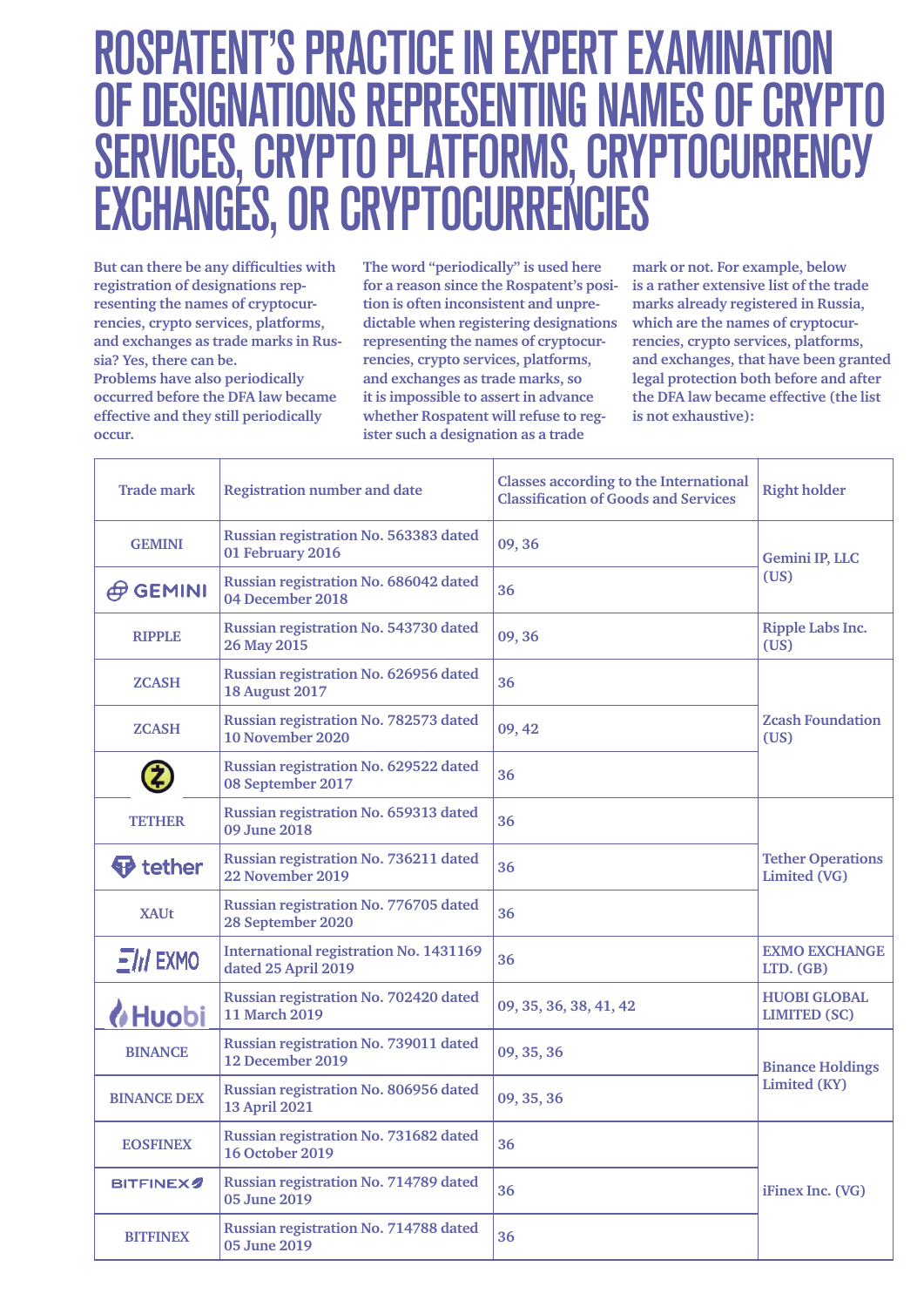# ROSPATENT'S PRACTICE IN EXPERT EXAMINATION OF DESIGNATIONS REPRESENTING NAMES OF CRYPTO SERVICES, CRYPTO PLATFORMS, CRYPTOCURRENCY EXCHANGES, OR CRYPTOCURRENCIES

**But can there be any difficulties with registration of designations representing the names of cryptocurrencies, crypto services, platforms, and exchanges as trade marks in Russia? Yes, there can be.**

**Problems have also periodically occurred before the DFA law became effective and they still periodically occur.**

**The word "periodically" is used here for a reason since the Rospatent's position is often inconsistent and unpredictable when registering designations representing the names of cryptocurrencies, crypto services, platforms, and exchanges as trade marks, so it is impossible to assert in advance whether Rospatent will refuse to register such a designation as a trade mark or not. For example, below is a rather extensive list of the trade marks already registered in Russia, which are the names of cryptocurrencies, crypto services, platforms, and exchanges, that have been granted legal protection both before and after the DFA law became effective (the list is not exhaustive):**

| Trade mark | Registration number and date | Classes according to the International Classification of Goods and Services | Right holder |
|---|---|---|---|
| GEMINI | Russian registration No. 563383 dated 01 February 2016 | 09, 36 | Gemini IP, LLC (US) |
| GEMINI | Russian registration No. 686042 dated 04 December 2018 | 36 | |
| RIPPLE | Russian registration No. 543730 dated 26 May 2015 | 09, 36 | Ripple Labs Inc. (US) |
| ZCASH | Russian registration No. 626956 dated 18 August 2017 | 36 | Zcash Foundation (US) |
| ZCASH | Russian registration No. 782573 dated 10 November 2020 | 09, 42 | |
| | Russian registration No. 629522 dated 08 September 2017 | 36 | |
| TETHER | Russian registration No. 659313 dated 09 June 2018 | 36 | Tether Operations Limited (VG) |
| tether | Russian registration No. 736211 dated 22 November 2019 | 36 | |
| XAUt | Russian registration No. 776705 dated 28 September 2020 | 36 | |
| EXMO | International registration No. 1431169 dated 25 April 2019 | 36 | EXMO EXCHANGE LTD. (GB) |
| Huobi | Russian registration No. 702420 dated 11 March 2019 | 09, 35, 36, 38, 41, 42 | HUOBI GLOBAL LIMITED (SC) |
| BINANCE | Russian registration No. 739011 dated 12 December 2019 | 09, 35, 36 | Binance Holdings Limited (KY) |
| BINANCE DEX | Russian registration No. 806956 dated 13 April 2021 | 09, 35, 36 | |
| EOSFINEX | Russian registration No. 731682 dated 16 October 2019 | 36 | iFinex Inc. (VG) |
| BITFINEX | Russian registration No. 714789 dated 05 June 2019 | 36 | |
| BITFINEX | Russian registration No. 714788 dated 05 June 2019 | 36 | |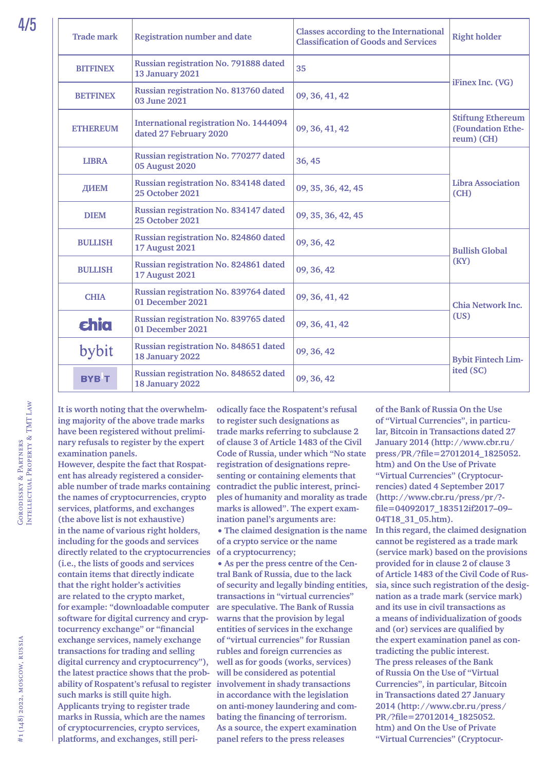| Trade mark | Registration number and date | Classes according to the International Classification of Goods and Services | Right holder |
|---|---|---|---|
| BITFINEX | Russian registration No. 791888 dated 13 January 2021 | 35 | iFinex Inc. (VG) |
| BETFINEX | Russian registration No. 813760 dated 03 June 2021 | 09, 36, 41, 42 | |
| ETHEREUM | International registration No. 1444094 dated 27 February 2020 | 09, 36, 41, 42 | Stiftung Ethereum (Foundation Ethereum) (CH) |
| LIBRA | Russian registration No. 770277 dated 05 August 2020 | 36, 45 | Libra Association (CH) |
| ДИЕМ | Russian registration No. 834148 dated 25 October 2021 | 09, 35, 36, 42, 45 | |
| DIEM | Russian registration No. 834147 dated 25 October 2021 | 09, 35, 36, 42, 45 | |
| BULLISH | Russian registration No. 824860 dated 17 August 2021 | 09, 36, 42 | Bullish Global (KY) |
| BULLISH | Russian registration No. 824861 dated 17 August 2021 | 09, 36, 42 | |
| CHIA | Russian registration No. 839764 dated 01 December 2021 | 09, 36, 41, 42 | Chia Network Inc. (US) |
| chia | Russian registration No. 839765 dated 01 December 2021 | 09, 36, 41, 42 | |
| bybit | Russian registration No. 848651 dated 18 January 2022 | 09, 36, 42 | Bybit Fintech Limited (SC) |
| BYBIT | Russian registration No. 848652 dated 18 January 2022 | 09, 36, 42 | |

It is worth noting that the overwhelming majority of the above trade marks have been registered without preliminary refusals to register by the expert examination panels.

However, despite the fact that Rospatent has already registered a considerable number of trade marks containing the names of cryptocurrencies, crypto services, platforms, and exchanges (the above list is not exhaustive) in the name of various right holders, including for the goods and services directly related to the cryptocurrencies (i.e., the lists of goods and services contain items that directly indicate that the right holder's activities are related to the crypto market, for example: "downloadable computer software for digital currency and cryptocurrency exchange" or "financial exchange services, namely exchange transactions for trading and selling digital currency and cryptocurrency"), the latest practice shows that the probability of Rospatent's refusal to register such marks is still quite high.

Applicants trying to register trade marks in Russia, which are the names of cryptocurrencies, crypto services, platforms, and exchanges, still periodically face the Rospatent's refusal to register such designations as trade marks referring to subclause 2 of clause 3 of Article 1483 of the Civil Code of Russia, under which "No state registration of designations representing or containing elements that contradict the public interest, principles of humanity and morality as trade marks is allowed". The expert examination panel's arguments are:

- The claimed designation is the name of a crypto service or the name of a cryptocurrency;
- As per the press centre of the Central Bank of Russia, due to the lack of security and legally binding entities, transactions in "virtual currencies" are speculative. The Bank of Russia warns that the provision by legal entities of services in the exchange of "virtual currencies" for Russian rubles and foreign currencies as well as for goods (works, services) will be considered as potential involvement in shady transactions in accordance with the legislation on anti-money laundering and combating the financing of terrorism.

As a source, the expert examination panel refers to the press releases of the Bank of Russia On the Use of "Virtual Currencies", in particular, Bitcoin in Transactions dated 27 January 2014 (http://www.cbr.ru/press/PR/?file=27012014_1825052.htm) and On the Use of Private "Virtual Currencies" (Cryptocurrencies) dated 4 September 2017 (http://www.cbr.ru/press/pr/?file=04092017_183512if2017–09–04T18_31_05.htm).

In this regard, the claimed designation cannot be registered as a trade mark (service mark) based on the provisions provided for in clause 2 of clause 3 of Article 1483 of the Civil Code of Russia, since such registration of the designation as a trade mark (service mark) and its use in civil transactions as a means of individualization of goods and (or) services are qualified by the expert examination panel as contradicting the public interest.

The press releases of the Bank of Russia On the Use of "Virtual Currencies", in particular, Bitcoin in Transactions dated 27 January 2014 (http://www.cbr.ru/press/PR/?file=27012014_1825052.htm) and On the Use of Private "Virtual Currencies" (Cryptocur-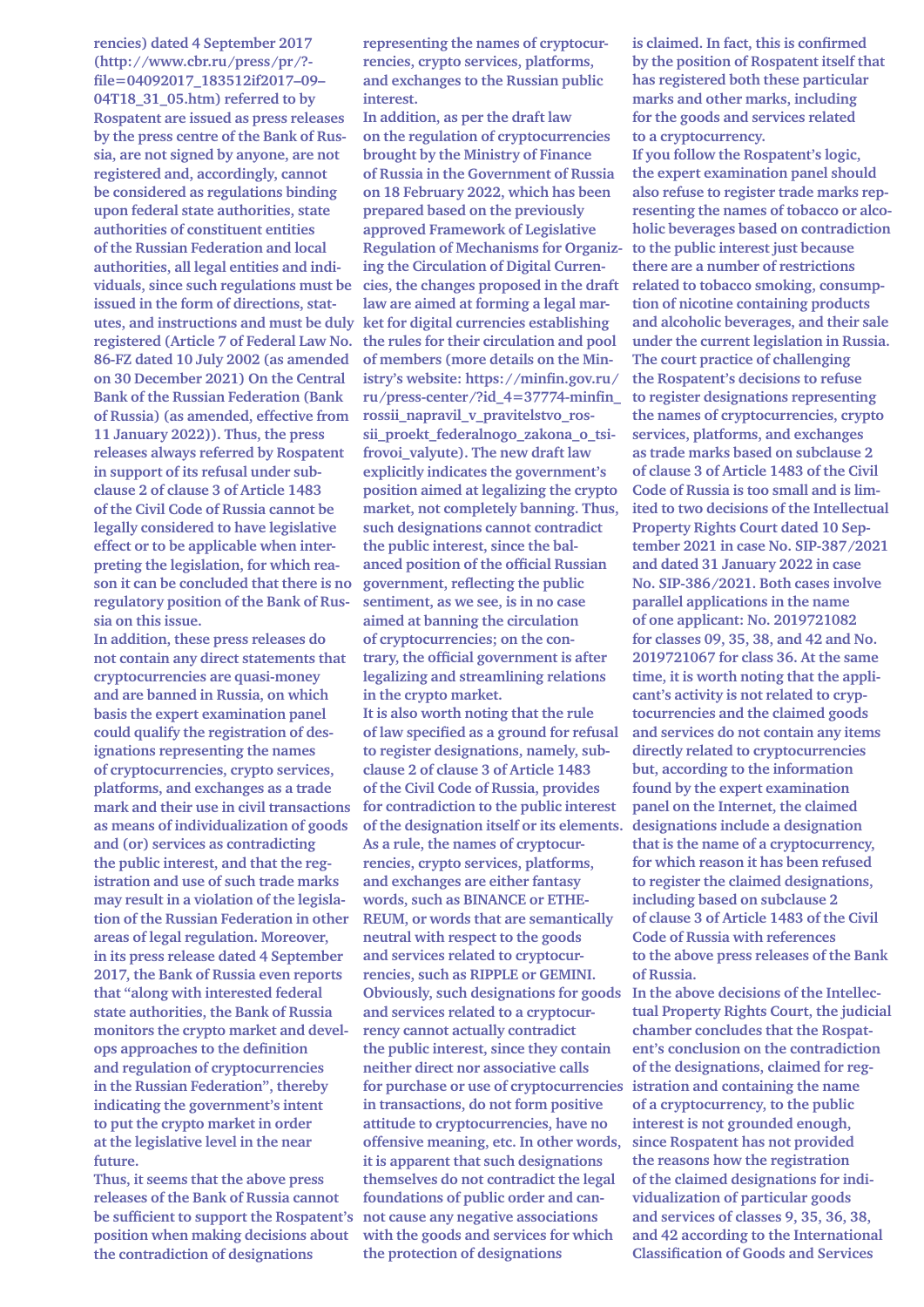rencies) dated 4 September 2017 (http://www.cbr.ru/press/pr/?-file=04092017_183512if2017–09–04T18_31_05.htm) referred to by Rospatent are issued as press releases by the press centre of the Bank of Russia, are not signed by anyone, are not registered and, accordingly, cannot be considered as regulations binding upon federal state authorities, state authorities of constituent entities of the Russian Federation and local authorities, all legal entities and individuals, since such regulations must be issued in the form of directions, statutes, and instructions and must be duly registered (Article 7 of Federal Law No. 86-FZ dated 10 July 2002 (as amended on 30 December 2021) On the Central Bank of the Russian Federation (Bank of Russia) (as amended, effective from 11 January 2022)). Thus, the press releases always referred by Rospatent in support of its refusal under subclause 2 of clause 3 of Article 1483 of the Civil Code of Russia cannot be legally considered to have legislative effect or to be applicable when interpreting the legislation, for which reason it can be concluded that there is no regulatory position of the Bank of Russia on this issue.

In addition, these press releases do not contain any direct statements that cryptocurrencies are quasi-money and are banned in Russia, on which basis the expert examination panel could qualify the registration of designations representing the names of cryptocurrencies, crypto services, platforms, and exchanges as a trade mark and their use in civil transactions as means of individualization of goods and (or) services as contradicting the public interest, and that the registration and use of such trade marks may result in a violation of the legislation of the Russian Federation in other areas of legal regulation. Moreover, in its press release dated 4 September 2017, the Bank of Russia even reports that "along with interested federal state authorities, the Bank of Russia monitors the crypto market and develops approaches to the definition and regulation of cryptocurrencies in the Russian Federation", thereby indicating the government's intent to put the crypto market in order at the legislative level in the near future.

Thus, it seems that the above press releases of the Bank of Russia cannot be sufficient to support the Rospatent's position when making decisions about the contradiction of designations representing the names of cryptocurrencies, crypto services, platforms, and exchanges to the Russian public interest.

In addition, as per the draft law on the regulation of cryptocurrencies brought by the Ministry of Finance of Russia in the Government of Russia on 18 February 2022, which has been prepared based on the previously approved Framework of Legislative Regulation of Mechanisms for Organizing the Circulation of Digital Currencies, the changes proposed in the draft law are aimed at forming a legal market for digital currencies establishing the rules for their circulation and pool of members (more details on the Ministry's website: https://minfin.gov.ru/ru/press-center/?id_4=37774-minfin_rossii_napravil_v_pravitelstvo_rossii_proekt_federalnogo_zakona_o_tsifrovoi_valyute). The new draft law explicitly indicates the government's position aimed at legalizing the crypto market, not completely banning. Thus, such designations cannot contradict the public interest, since the balanced position of the official Russian government, reflecting the public sentiment, as we see, is in no case aimed at banning the circulation of cryptocurrencies; on the contrary, the official government is after legalizing and streamlining relations in the crypto market.

It is also worth noting that the rule of law specified as a ground for refusal to register designations, namely, subclause 2 of clause 3 of Article 1483 of the Civil Code of Russia, provides for contradiction to the public interest of the designation itself or its elements. As a rule, the names of cryptocurrencies, crypto services, platforms, and exchanges are either fantasy words, such as BINANCE or ETHEREUM, or words that are semantically neutral with respect to the goods and services related to cryptocurrencies, such as RIPPLE or GEMINI. Obviously, such designations for goods and services related to a cryptocurrency cannot actually contradict the public interest, since they contain neither direct nor associative calls for purchase or use of cryptocurrencies in transactions, do not form positive attitude to cryptocurrencies, have no offensive meaning, etc. In other words, it is apparent that such designations themselves do not contradict the legal foundations of public order and cannot cause any negative associations with the goods and services for which the protection of designations is claimed. In fact, this is confirmed by the position of Rospatent itself that has registered both these particular marks and other marks, including for the goods and services related to a cryptocurrency.

If you follow the Rospatent's logic, the expert examination panel should also refuse to register trade marks representing the names of tobacco or alcoholic beverages based on contradiction to the public interest just because there are a number of restrictions related to tobacco smoking, consumption of nicotine containing products and alcoholic beverages, and their sale under the current legislation in Russia.

The court practice of challenging the Rospatent's decisions to refuse to register designations representing the names of cryptocurrencies, crypto services, platforms, and exchanges as trade marks based on subclause 2 of clause 3 of Article 1483 of the Civil Code of Russia is too small and is limited to two decisions of the Intellectual Property Rights Court dated 10 September 2021 in case No. SIP-387/2021 and dated 31 January 2022 in case No. SIP-386/2021. Both cases involve parallel applications in the name of one applicant: No. 2019721082 for classes 09, 35, 38, and 42 and No. 2019721067 for class 36. At the same time, it is worth noting that the applicant's activity is not related to cryptocurrencies and the claimed goods and services do not contain any items directly related to cryptocurrencies but, according to the information found by the expert examination panel on the Internet, the claimed designations include a designation that is the name of a cryptocurrency, for which reason it has been refused to register the claimed designations, including based on subclause 2 of clause 3 of Article 1483 of the Civil Code of Russia with references to the above press releases of the Bank of Russia.

In the above decisions of the Intellectual Property Rights Court, the judicial chamber concludes that the Rospatent's conclusion on the contradiction of the designations, claimed for registration and containing the name of a cryptocurrency, to the public interest is not grounded enough, since Rospatent has not provided the reasons how the registration of the claimed designations for individualization of particular goods and services of classes 9, 35, 36, 38, and 42 according to the International Classification of Goods and Services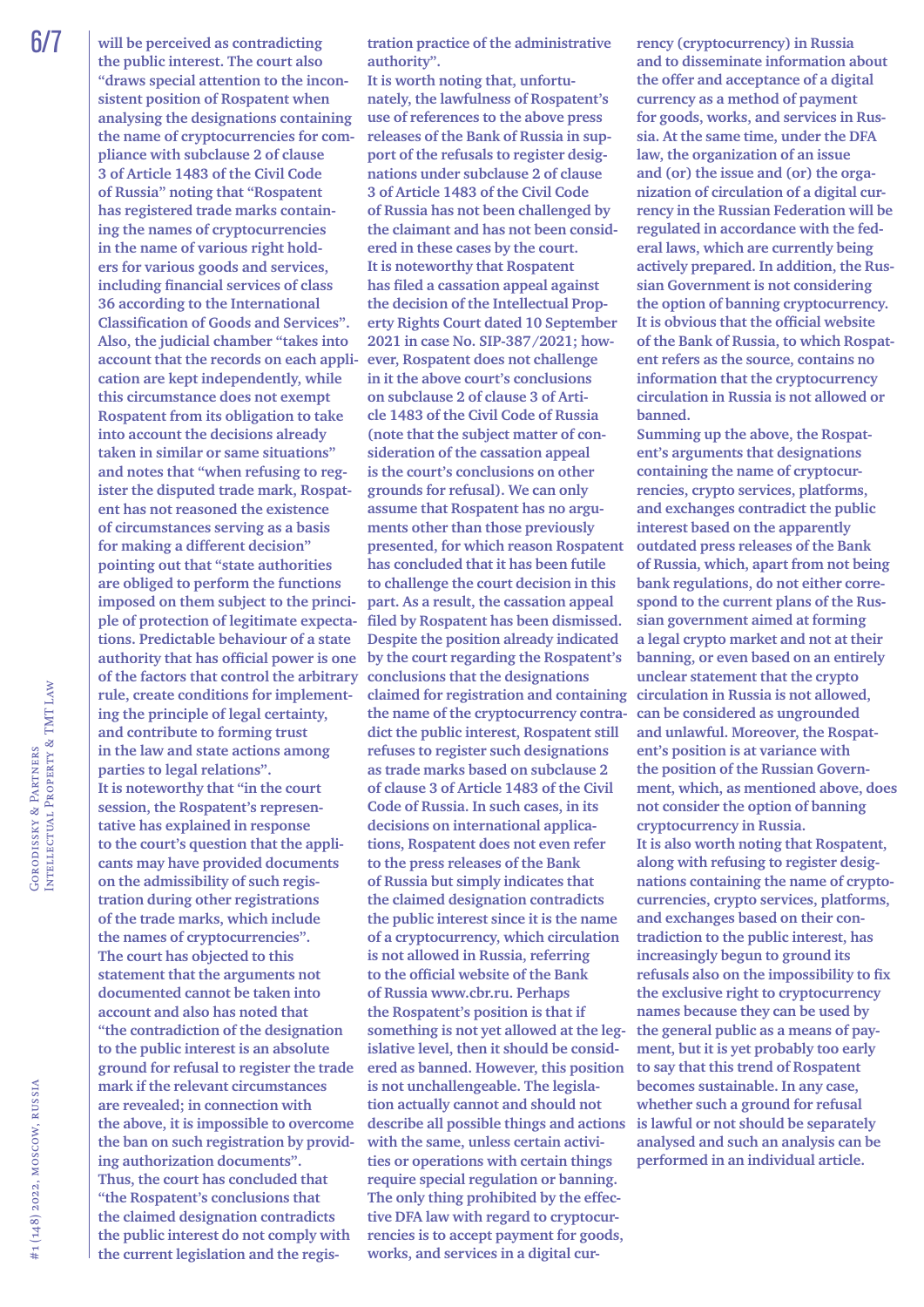will be perceived as contradicting the public interest. The court also "draws special attention to the inconsistent position of Rospatent when analysing the designations containing the name of cryptocurrencies for compliance with subclause 2 of clause 3 of Article 1483 of the Civil Code of Russia" noting that "Rospatent has registered trade marks containing the names of cryptocurrencies in the name of various right holders for various goods and services, including financial services of class 36 according to the International Classification of Goods and Services". Also, the judicial chamber "takes into account that the records on each application are kept independently, while this circumstance does not exempt Rospatent from its obligation to take into account the decisions already taken in similar or same situations" and notes that "when refusing to register the disputed trade mark, Rospatent has not reasoned the existence of circumstances serving as a basis for making a different decision" pointing out that "state authorities are obliged to perform the functions imposed on them subject to the principle of protection of legitimate expectations. Predictable behaviour of a state authority that has official power is one of the factors that control the arbitrary rule, create conditions for implementing the principle of legal certainty, and contribute to forming trust in the law and state actions among parties to legal relations".

It is noteworthy that "in the court session, the Rospatent's representative has explained in response to the court's question that the applicants may have provided documents on the admissibility of such registration during other registrations of the trade marks, which include the names of cryptocurrencies". The court has objected to this statement that the arguments not documented cannot be taken into account and also has noted that "the contradiction of the designation to the public interest is an absolute ground for refusal to register the trade mark if the relevant circumstances are revealed; in connection with the above, it is impossible to overcome the ban on such registration by providing authorization documents".

Thus, the court has concluded that "the Rospatent's conclusions that the claimed designation contradicts the public interest do not comply with the current legislation and the registration practice of the administrative authority".

It is worth noting that, unfortunately, the lawfulness of Rospatent's use of references to the above press releases of the Bank of Russia in support of the refusals to register designations under subclause 2 of clause 3 of Article 1483 of the Civil Code of Russia has not been challenged by the claimant and has not been considered in these cases by the court.

It is noteworthy that Rospatent has filed a cassation appeal against the decision of the Intellectual Property Rights Court dated 10 September 2021 in case No. SIP-387/2021; however, Rospatent does not challenge in it the above court's conclusions on subclause 2 of clause 3 of Article 1483 of the Civil Code of Russia (note that the subject matter of consideration of the cassation appeal is the court's conclusions on other grounds for refusal). We can only assume that Rospatent has no arguments other than those previously presented, for which reason Rospatent has concluded that it has been futile to challenge the court decision in this part. As a result, the cassation appeal filed by Rospatent has been dismissed.

Despite the position already indicated by the court regarding the Rospatent's conclusions that the designations claimed for registration and containing the name of the cryptocurrency contradict the public interest, Rospatent still refuses to register such designations as trade marks based on subclause 2 of clause 3 of Article 1483 of the Civil Code of Russia. In such cases, in its decisions on international applications, Rospatent does not even refer to the press releases of the Bank of Russia but simply indicates that the claimed designation contradicts the public interest since it is the name of a cryptocurrency, which circulation is not allowed in Russia, referring to the official website of the Bank of Russia www.cbr.ru. Perhaps the Rospatent's position is that if something is not yet allowed at the legislative level, then it should be considered as banned. However, this position is not unchallengeable. The legislation actually cannot and should not describe all possible things and actions with the same, unless certain activities or operations with certain things require special regulation or banning. The only thing prohibited by the effective DFA law with regard to cryptocurrencies is to accept payment for goods, works, and services in a digital currency (cryptocurrency) in Russia and to disseminate information about the offer and acceptance of a digital currency as a method of payment for goods, works, and services in Russia. At the same time, under the DFA law, the organization of an issue and (or) the issue and (or) the organization of circulation of a digital currency in the Russian Federation will be regulated in accordance with the federal laws, which are currently being actively prepared. In addition, the Russian Government is not considering the option of banning cryptocurrency. It is obvious that the official website of the Bank of Russia, to which Rospatent refers as the source, contains no information that the cryptocurrency circulation in Russia is not allowed or banned.

Summing up the above, the Rospatent's arguments that designations containing the name of cryptocurrencies, crypto services, platforms, and exchanges contradict the public interest based on the apparently outdated press releases of the Bank of Russia, which, apart from not being bank regulations, do not either correspond to the current plans of the Russian government aimed at forming a legal crypto market and not at their banning, or even based on an entirely unclear statement that the crypto circulation in Russia is not allowed, can be considered as ungrounded and unlawful. Moreover, the Rospatent's position is at variance with the position of the Russian Government, which, as mentioned above, does not consider the option of banning cryptocurrency in Russia.

It is also worth noting that Rospatent, along with refusing to register designations containing the name of cryptocurrencies, crypto services, platforms, and exchanges based on their contradiction to the public interest, has increasingly begun to ground its refusals also on the impossibility to fix the exclusive right to cryptocurrency names because they can be used by the general public as a means of payment, but it is yet probably too early to say that this trend of Rospatent becomes sustainable. In any case, whether such a ground for refusal is lawful or not should be separately analysed and such an analysis can be performed in an individual article.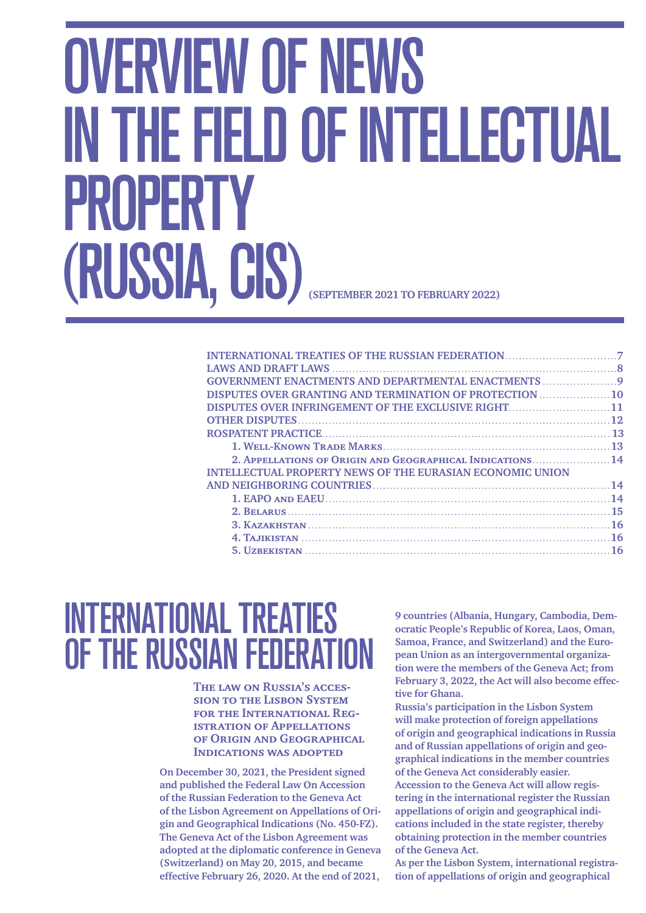# OVERVIEW OF NEWS IN THE FIELD OF INTELLECTUAL PROPERTY (RUSSIA, CIS) (SEPTEMBER 2021 TO FEBRUARY 2022)

- INTERNATIONAL TREATIES OF THE RUSSIAN FEDERATION ........ 7
- LAWS AND DRAFT LAWS ........ 8
- GOVERNMENT ENACTMENTS AND DEPARTMENTAL ENACTMENTS ........ 9
- DISPUTES OVER GRANTING AND TERMINATION OF PROTECTION ........ 10
- DISPUTES OVER INFRINGEMENT OF THE EXCLUSIVE RIGHT ........ 11
- OTHER DISPUTES ........ 12
- ROSPATENT PRACTICE ........ 13
  - 1. Well-Known Trade Marks ........ 13
  - 2. Appellations of Origin and Geographical Indications ........ 14
- INTELLECTUAL PROPERTY NEWS OF THE EURASIAN ECONOMIC UNION AND NEIGHBORING COUNTRIES ........ 14
  - 1. EAPO and EAEU ........ 14
  - 2. Belarus ........ 15
  - 3. Kazakhstan ........ 16
  - 4. Tajikistan ........ 16
  - 5. Uzbekistan ........ 16

## INTERNATIONAL TREATIES OF THE RUSSIAN FEDERATION

### The law on Russia's accession to the Lisbon System for the International Registration of Appellations of Origin and Geographical Indications was adopted

**On December 30, 2021, the President signed and published the Federal Law On Accession of the Russian Federation to the Geneva Act of the Lisbon Agreement on Appellations of Origin and Geographical Indications (No. 450-FZ). The Geneva Act of the Lisbon Agreement was adopted at the diplomatic conference in Geneva (Switzerland) on May 20, 2015, and became effective February 26, 2020. At the end of 2021, 9 countries (Albania, Hungary, Cambodia, Democratic People's Republic of Korea, Laos, Oman, Samoa, France, and Switzerland) and the European Union as an intergovernmental organization were the members of the Geneva Act; from February 3, 2022, the Act will also become effective for Ghana.**

**Russia's participation in the Lisbon System will make protection of foreign appellations of origin and geographical indications in Russia and of Russian appellations of origin and geographical indications in the member countries of the Geneva Act considerably easier. Accession to the Geneva Act will allow registering in the international register the Russian appellations of origin and geographical indications included in the state register, thereby obtaining protection in the member countries of the Geneva Act.**

**As per the Lisbon System, international registration of appellations of origin and geographical**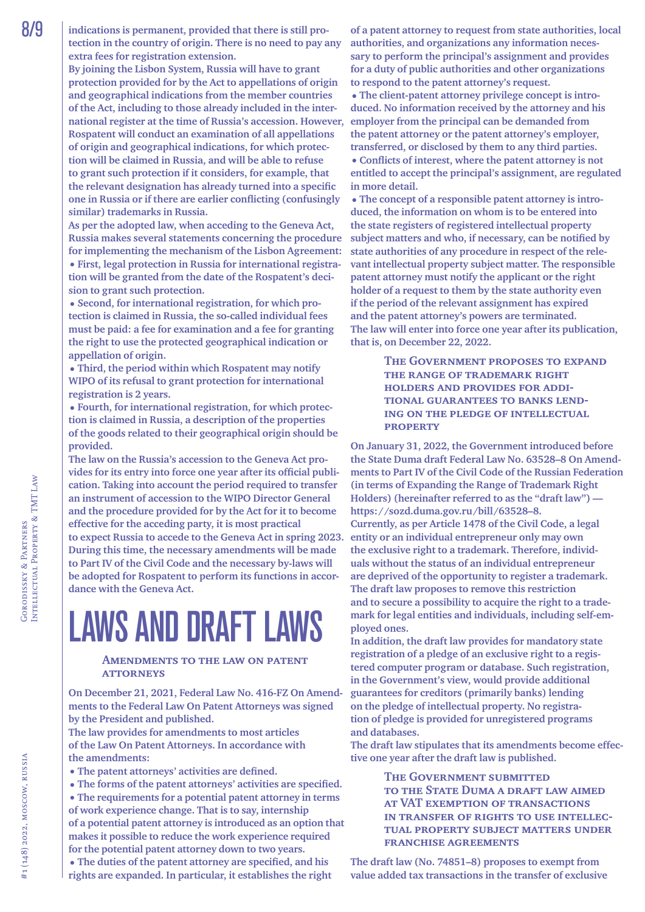indications is permanent, provided that there is still protection in the country of origin. There is no need to pay any extra fees for registration extension.

By joining the Lisbon System, Russia will have to grant protection provided for by the Act to appellations of origin and geographical indications from the member countries of the Act, including to those already included in the international register at the time of Russia's accession. However, Rospatent will conduct an examination of all appellations of origin and geographical indications, for which protection will be claimed in Russia, and will be able to refuse to grant such protection if it considers, for example, that the relevant designation has already turned into a specific one in Russia or if there are earlier conflicting (confusingly similar) trademarks in Russia.

As per the adopted law, when acceding to the Geneva Act, Russia makes several statements concerning the procedure for implementing the mechanism of the Lisbon Agreement:

- First, legal protection in Russia for international registration will be granted from the date of the Rospatent's decision to grant such protection.
- Second, for international registration, for which protection is claimed in Russia, the so-called individual fees must be paid: a fee for examination and a fee for granting the right to use the protected geographical indication or appellation of origin.
- Third, the period within which Rospatent may notify WIPO of its refusal to grant protection for international registration is 2 years.
- Fourth, for international registration, for which protection is claimed in Russia, a description of the properties of the goods related to their geographical origin should be provided.

The law on the Russia's accession to the Geneva Act provides for its entry into force one year after its official publication. Taking into account the period required to transfer an instrument of accession to the WIPO Director General and the procedure provided for by the Act for it to become effective for the acceding party, it is most practical to expect Russia to accede to the Geneva Act in spring 2023. During this time, the necessary amendments will be made to Part IV of the Civil Code and the necessary by-laws will be adopted for Rospatent to perform its functions in accordance with the Geneva Act.

# LAWS AND DRAFT LAWS

## Amendments to the law on patent attorneys

On December 21, 2021, Federal Law No. 416-FZ On Amendments to the Federal Law On Patent Attorneys was signed by the President and published.

The law provides for amendments to most articles of the Law On Patent Attorneys. In accordance with the amendments:

- The patent attorneys' activities are defined.
- The forms of the patent attorneys' activities are specified.
- The requirements for a potential patent attorney in terms of work experience change. That is to say, internship of a potential patent attorney is introduced as an option that makes it possible to reduce the work experience required for the potential patent attorney down to two years.
- The duties of the patent attorney are specified, and his rights are expanded. In particular, it establishes the right of a patent attorney to request from state authorities, local authorities, and organizations any information necessary to perform the principal's assignment and provides for a duty of public authorities and other organizations to respond to the patent attorney's request.
- The client-patent attorney privilege concept is introduced. No information received by the attorney and his employer from the principal can be demanded from the patent attorney or the patent attorney's employer, transferred, or disclosed by them to any third parties.
- Conflicts of interest, where the patent attorney is not entitled to accept the principal's assignment, are regulated in more detail.
- The concept of a responsible patent attorney is introduced, the information on whom is to be entered into the state registers of registered intellectual property subject matters and who, if necessary, can be notified by state authorities of any procedure in respect of the relevant intellectual property subject matter. The responsible patent attorney must notify the applicant or the right holder of a request to them by the state authority even if the period of the relevant assignment has expired and the patent attorney's powers are terminated.

The law will enter into force one year after its publication, that is, on December 22, 2022.

## The Government proposes to expand the range of trademark right holders and provides for additional guarantees to banks lending on the pledge of intellectual property

On January 31, 2022, the Government introduced before the State Duma draft Federal Law No. 63528–8 On Amendments to Part IV of the Civil Code of the Russian Federation (in terms of Expanding the Range of Trademark Right Holders) (hereinafter referred to as the "draft law") — https://sozd.duma.gov.ru/bill/63528–8.

Currently, as per Article 1478 of the Civil Code, a legal entity or an individual entrepreneur only may own the exclusive right to a trademark. Therefore, individuals without the status of an individual entrepreneur are deprived of the opportunity to register a trademark. The draft law proposes to remove this restriction and to secure a possibility to acquire the right to a trademark for legal entities and individuals, including self-employed ones.

In addition, the draft law provides for mandatory state registration of a pledge of an exclusive right to a registered computer program or database. Such registration, in the Government's view, would provide additional guarantees for creditors (primarily banks) lending on the pledge of intellectual property. No registration of pledge is provided for unregistered programs and databases.

The draft law stipulates that its amendments become effective one year after the draft law is published.

## The Government submitted to the State Duma a draft law aimed at VAT exemption of transactions in transfer of rights to use intellectual property subject matters under franchise agreements

The draft law (No. 74851–8) proposes to exempt from value added tax transactions in the transfer of exclusive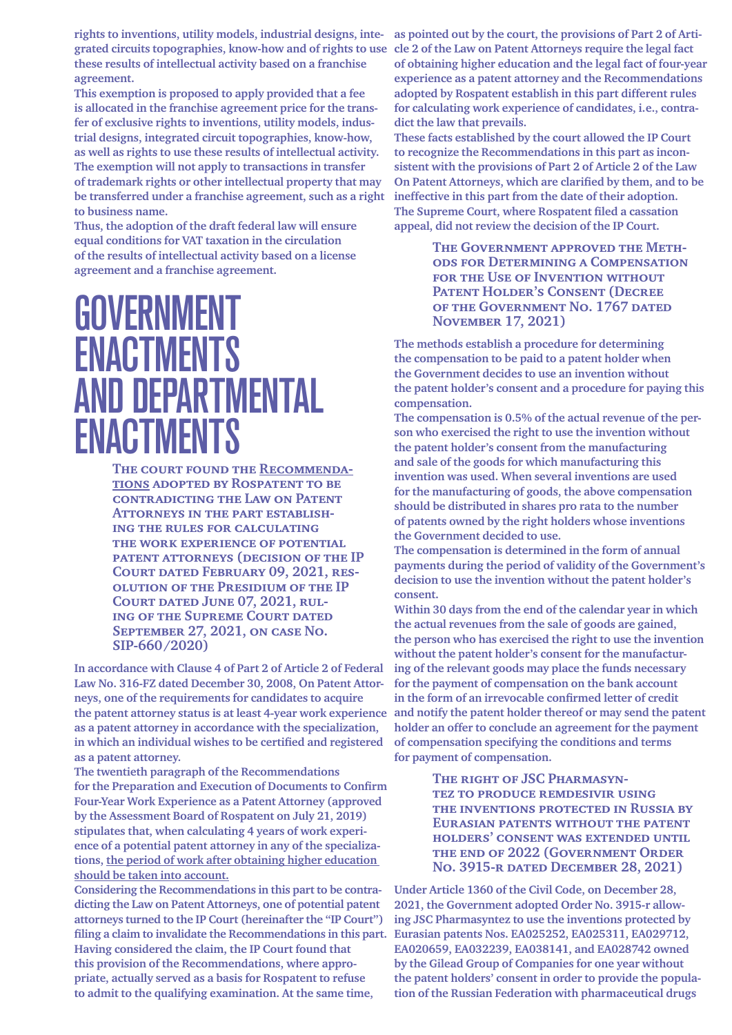rights to inventions, utility models, industrial designs, integrated circuits topographies, know-how and of rights to use these results of intellectual activity based on a franchise agreement.

This exemption is proposed to apply provided that a fee is allocated in the franchise agreement price for the transfer of exclusive rights to inventions, utility models, industrial designs, integrated circuit topographies, know-how, as well as rights to use these results of intellectual activity. The exemption will not apply to transactions in transfer of trademark rights or other intellectual property that may be transferred under a franchise agreement, such as a right to business name.

Thus, the adoption of the draft federal law will ensure equal conditions for VAT taxation in the circulation of the results of intellectual activity based on a license agreement and a franchise agreement.

# GOVERNMENT ENACTMENTS AND DEPARTMENTAL ENACTMENTS

### The court found the Recommendations adopted by Rospatent to be contradicting the Law on Patent Attorneys in the part establishing the rules for calculating the work experience of potential patent attorneys (decision of the IP Court dated February 09, 2021, resolution of the Presidium of the IP Court dated June 07, 2021, ruling of the Supreme Court dated September 27, 2021, on case No. SIP-660/2020)

In accordance with Clause 4 of Part 2 of Article 2 of Federal Law No. 316-FZ dated December 30, 2008, On Patent Attorneys, one of the requirements for candidates to acquire the patent attorney status is at least 4-year work experience as a patent attorney in accordance with the specialization, in which an individual wishes to be certified and registered as a patent attorney.

The twentieth paragraph of the Recommendations for the Preparation and Execution of Documents to Confirm Four-Year Work Experience as a Patent Attorney (approved by the Assessment Board of Rospatent on July 21, 2019) stipulates that, when calculating 4 years of work experience of a potential patent attorney in any of the specializations, the period of work after obtaining higher education should be taken into account.

Considering the Recommendations in this part to be contradicting the Law on Patent Attorneys, one of potential patent attorneys turned to the IP Court (hereinafter the "IP Court") filing a claim to invalidate the Recommendations in this part. Having considered the claim, the IP Court found that this provision of the Recommendations, where appropriate, actually served as a basis for Rospatent to refuse to admit to the qualifying examination. At the same time, as pointed out by the court, the provisions of Part 2 of Article 2 of the Law on Patent Attorneys require the legal fact of obtaining higher education and the legal fact of four-year experience as a patent attorney and the Recommendations adopted by Rospatent establish in this part different rules for calculating work experience of candidates, i.e., contradict the law that prevails.

These facts established by the court allowed the IP Court to recognize the Recommendations in this part as inconsistent with the provisions of Part 2 of Article 2 of the Law On Patent Attorneys, which are clarified by them, and to be ineffective in this part from the date of their adoption.

The Supreme Court, where Rospatent filed a cassation appeal, did not review the decision of the IP Court.

### The Government approved the Methods for Determining a Compensation for the Use of Invention without Patent Holder's Consent (Decree of the Government No. 1767 dated November 17, 2021)

The methods establish a procedure for determining the compensation to be paid to a patent holder when the Government decides to use an invention without the patent holder's consent and a procedure for paying this compensation.

The compensation is 0.5% of the actual revenue of the person who exercised the right to use the invention without the patent holder's consent from the manufacturing and sale of the goods for which manufacturing this invention was used. When several inventions are used for the manufacturing of goods, the above compensation should be distributed in shares pro rata to the number of patents owned by the right holders whose inventions the Government decided to use.

The compensation is determined in the form of annual payments during the period of validity of the Government's decision to use the invention without the patent holder's consent.

Within 30 days from the end of the calendar year in which the actual revenues from the sale of goods are gained, the person who has exercised the right to use the invention without the patent holder's consent for the manufacturing of the relevant goods may place the funds necessary for the payment of compensation on the bank account in the form of an irrevocable confirmed letter of credit and notify the patent holder thereof or may send the patent holder an offer to conclude an agreement for the payment of compensation specifying the conditions and terms for payment of compensation.

### The right of JSC Pharmasyntez to produce remdesivir using the inventions protected in Russia by Eurasian patents without the patent holders' consent was extended until the end of 2022 (Government Order No. 3915-r dated December 28, 2021)

Under Article 1360 of the Civil Code, on December 28, 2021, the Government adopted Order No. 3915-r allowing JSC Pharmasyntez to use the inventions protected by Eurasian patents Nos. EA025252, EA025311, EA029712, EA020659, EA032239, EA038141, and EA028742 owned by the Gilead Group of Companies for one year without the patent holders' consent in order to provide the population of the Russian Federation with pharmaceutical drugs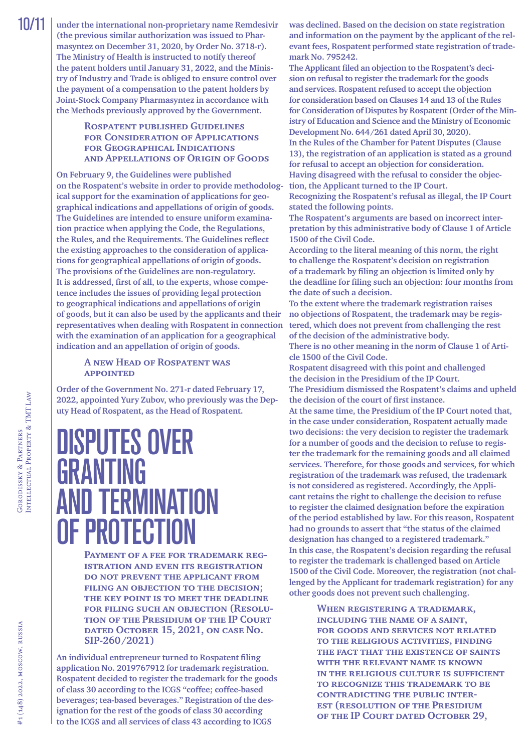under the international non-proprietary name Remdesivir (the previous similar authorization was issued to Pharmasyntez on December 31, 2020, by Order No. 3718-r). The Ministry of Health is instructed to notify thereof the patent holders until January 31, 2022, and the Ministry of Industry and Trade is obliged to ensure control over the payment of a compensation to the patent holders by Joint-Stock Company Pharmasyntez in accordance with the Methods previously approved by the Government.

### Rospatent published Guidelines for Consideration of Applications for Geographical Indications and Appellations of Origin of Goods

On February 9, the Guidelines were published on the Rospatent's website in order to provide methodological support for the examination of applications for geographical indications and appellations of origin of goods. The Guidelines are intended to ensure uniform examination practice when applying the Code, the Regulations, the Rules, and the Requirements. The Guidelines reflect the existing approaches to the consideration of applications for geographical appellations of origin of goods. The provisions of the Guidelines are non-regulatory. It is addressed, first of all, to the experts, whose competence includes the issues of providing legal protection to geographical indications and appellations of origin of goods, but it can also be used by the applicants and their representatives when dealing with Rospatent in connection with the examination of an application for a geographical indication and an appellation of origin of goods.

### A new Head of Rospatent was appointed

Order of the Government No. 271-r dated February 17, 2022, appointed Yury Zubov, who previously was the Deputy Head of Rospatent, as the Head of Rospatent.

# DISPUTES OVER GRANTING AND TERMINATION OF PROTECTION

### Payment of a fee for trademark registration and even its registration do not prevent the applicant from filing an objection to the decision; the key point is to meet the deadline for filing such an objection (Resolution of the Presidium of the IP Court dated October 15, 2021, on case No. SIP-260/2021)

An individual entrepreneur turned to Rospatent filing application No. 2019767912 for trademark registration. Rospatent decided to register the trademark for the goods of class 30 according to the ICGS "coffee; coffee-based beverages; tea-based beverages." Registration of the designation for the rest of the goods of class 30 according to the ICGS and all services of class 43 according to ICGS was declined. Based on the decision on state registration and information on the payment by the applicant of the relevant fees, Rospatent performed state registration of trademark No. 795242.

The Applicant filed an objection to the Rospatent's decision on refusal to register the trademark for the goods and services. Rospatent refused to accept the objection for consideration based on Clauses 14 and 13 of the Rules for Consideration of Disputes by Rospatent (Order of the Ministry of Education and Science and the Ministry of Economic Development No. 644/261 dated April 30, 2020).

In the Rules of the Chamber for Patent Disputes (Clause 13), the registration of an application is stated as a ground for refusal to accept an objection for consideration.

Having disagreed with the refusal to consider the objection, the Applicant turned to the IP Court.

Recognizing the Rospatent's refusal as illegal, the IP Court stated the following points.

The Rospatent's arguments are based on incorrect interpretation by this administrative body of Clause 1 of Article 1500 of the Civil Code.

According to the literal meaning of this norm, the right to challenge the Rospatent's decision on registration of a trademark by filing an objection is limited only by the deadline for filing such an objection: four months from the date of such a decision.

To the extent where the trademark registration raises no objections of Rospatent, the trademark may be registered, which does not prevent from challenging the rest of the decision of the administrative body.

There is no other meaning in the norm of Clause 1 of Article 1500 of the Civil Code.

Rospatent disagreed with this point and challenged the decision in the Presidium of the IP Court.

The Presidium dismissed the Rospatent's claims and upheld the decision of the court of first instance.

At the same time, the Presidium of the IP Court noted that, in the case under consideration, Rospatent actually made two decisions: the very decision to register the trademark for a number of goods and the decision to refuse to register the trademark for the remaining goods and all claimed services. Therefore, for those goods and services, for which registration of the trademark was refused, the trademark is not considered as registered. Accordingly, the Applicant retains the right to challenge the decision to refuse to register the claimed designation before the expiration of the period established by law. For this reason, Rospatent had no grounds to assert that "the status of the claimed designation has changed to a registered trademark."

In this case, the Rospatent's decision regarding the refusal to register the trademark is challenged based on Article 1500 of the Civil Code. Moreover, the registration (not challenged by the Applicant for trademark registration) for any other goods does not prevent such challenging.

### When registering a trademark, including the name of a saint, for goods and services not related to the religious activities, finding the fact that the existence of saints with the relevant name is known in the religious culture is sufficient to recognize this trademark to be contradicting the public interest (Resolution of the Presidium of the IP Court dated October 29,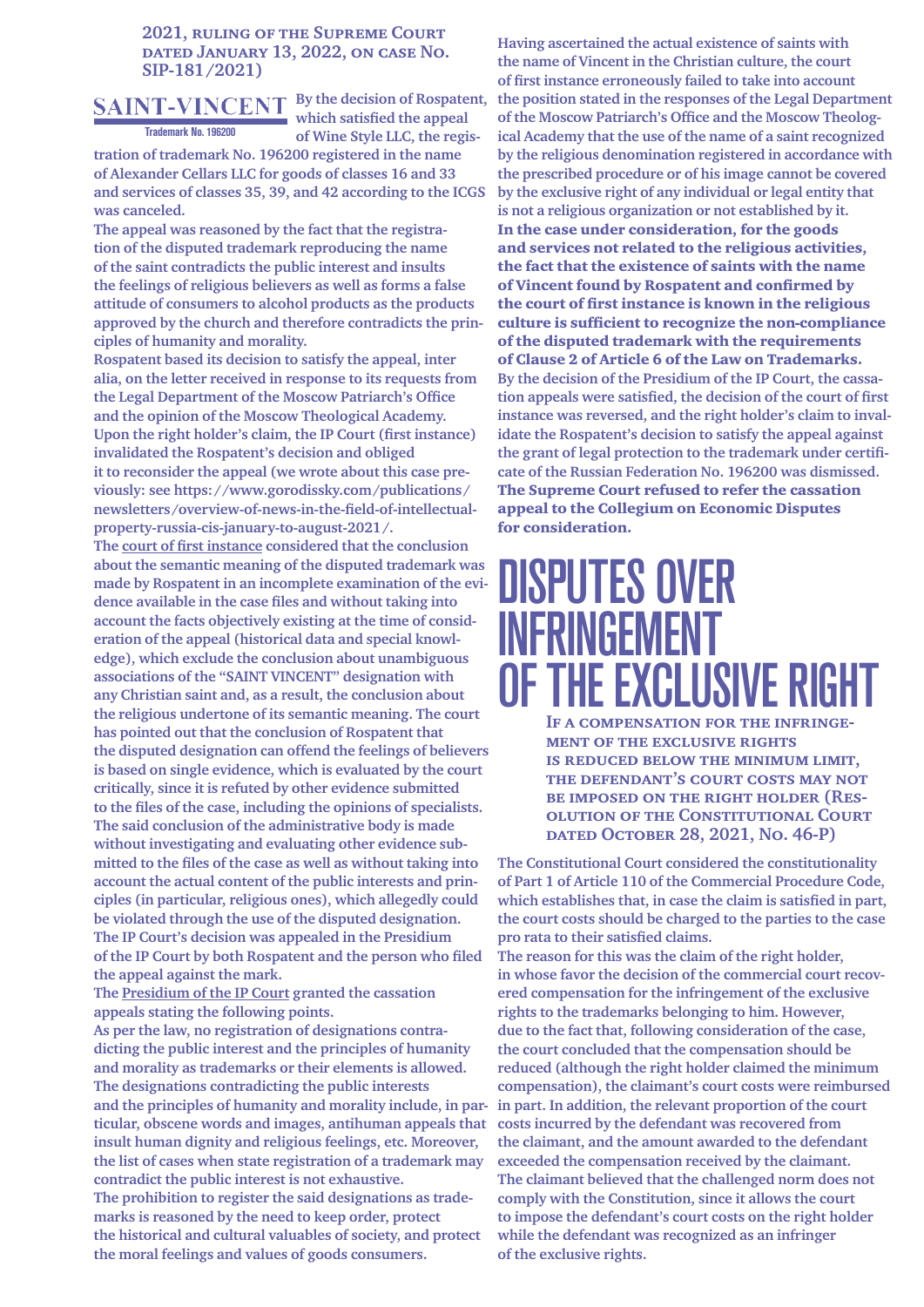### 2021, Ruling of the Supreme Court dated January 13, 2022, on case No. SIP-181/2021)

SAINT-VINCENT

Trademark No. 196200

By the decision of Rospatent, which satisfied the appeal of Wine Style LLC, the registration of trademark No. 196200 registered in the name of Alexander Cellars LLC for goods of classes 16 and 33 and services of classes 35, 39, and 42 according to the ICGS was canceled.

The appeal was reasoned by the fact that the registration of the disputed trademark reproducing the name of the saint contradicts the public interest and insults the feelings of religious believers as well as forms a false attitude of consumers to alcohol products as the products approved by the church and therefore contradicts the principles of humanity and morality.

Rospatent based its decision to satisfy the appeal, inter alia, on the letter received in response to its requests from the Legal Department of the Moscow Patriarch's Office and the opinion of the Moscow Theological Academy. Upon the right holder's claim, the IP Court (first instance) invalidated the Rospatent's decision and obliged it to reconsider the appeal (we wrote about this case previously: see https://www.gorodissky.com/publications/newsletters/overview-of-news-in-the-field-of-intellectual-property-russia-cis-january-to-august-2021/.

The court of first instance considered that the conclusion about the semantic meaning of the disputed trademark was made by Rospatent in an incomplete examination of the evidence available in the case files and without taking into account the facts objectively existing at the time of consideration of the appeal (historical data and special knowledge), which exclude the conclusion about unambiguous associations of the "SAINT VINCENT" designation with any Christian saint and, as a result, the conclusion about the religious undertone of its semantic meaning. The court has pointed out that the conclusion of Rospatent that the disputed designation can offend the feelings of believers is based on single evidence, which is evaluated by the court critically, since it is refuted by other evidence submitted to the files of the case, including the opinions of specialists. The said conclusion of the administrative body is made without investigating and evaluating other evidence submitted to the files of the case as well as without taking into account the actual content of the public interests and principles (in particular, religious ones), which allegedly could be violated through the use of the disputed designation.

The IP Court's decision was appealed in the Presidium of the IP Court by both Rospatent and the person who filed the appeal against the mark.

The Presidium of the IP Court granted the cassation appeals stating the following points.

As per the law, no registration of designations contradicting the public interest and the principles of humanity and morality as trademarks or their elements is allowed. The designations contradicting the public interests and the principles of humanity and morality include, in particular, obscene words and images, antihuman appeals that insult human dignity and religious feelings, etc. Moreover, the list of cases when state registration of a trademark may contradict the public interest is not exhaustive.

The prohibition to register the said designations as trademarks is reasoned by the need to keep order, protect the historical and cultural valuables of society, and protect the moral feelings and values of goods consumers.

Having ascertained the actual existence of saints with the name of Vincent in the Christian culture, the court of first instance erroneously failed to take into account the position stated in the responses of the Legal Department of the Moscow Patriarch's Office and the Moscow Theological Academy that the use of the name of a saint recognized by the religious denomination registered in accordance with the prescribed procedure or of his image cannot be covered by the exclusive right of any individual or legal entity that is not a religious organization or not established by it.

**In the case under consideration, for the goods and services not related to the religious activities, the fact that the existence of saints with the name of Vincent found by Rospatent and confirmed by the court of first instance is known in the religious culture is sufficient to recognize the non-compliance of the disputed trademark with the requirements of Clause 2 of Article 6 of the Law on Trademarks.**

By the decision of the Presidium of the IP Court, the cassation appeals were satisfied, the decision of the court of first instance was reversed, and the right holder's claim to invalidate the Rospatent's decision to satisfy the appeal against the grant of legal protection to the trademark under certificate of the Russian Federation No. 196200 was dismissed.

**The Supreme Court refused to refer the cassation appeal to the Collegium on Economic Disputes for consideration.**

# Disputes over infringement of the exclusive right

### If a compensation for the infringement of the exclusive rights is reduced below the minimum limit, the defendant's court costs may not be imposed on the right holder (Resolution of the Constitutional Court dated October 28, 2021, No. 46-P)

The Constitutional Court considered the constitutionality of Part 1 of Article 110 of the Commercial Procedure Code, which establishes that, in case the claim is satisfied in part, the court costs should be charged to the parties to the case pro rata to their satisfied claims.

The reason for this was the claim of the right holder, in whose favor the decision of the commercial court recovered compensation for the infringement of the exclusive rights to the trademarks belonging to him. However, due to the fact that, following consideration of the case, the court concluded that the compensation should be reduced (although the right holder claimed the minimum compensation), the claimant's court costs were reimbursed in part. In addition, the relevant proportion of the court costs incurred by the defendant was recovered from the claimant, and the amount awarded to the defendant exceeded the compensation received by the claimant. The claimant believed that the challenged norm does not comply with the Constitution, since it allows the court to impose the defendant's court costs on the right holder while the defendant was recognized as an infringer of the exclusive rights.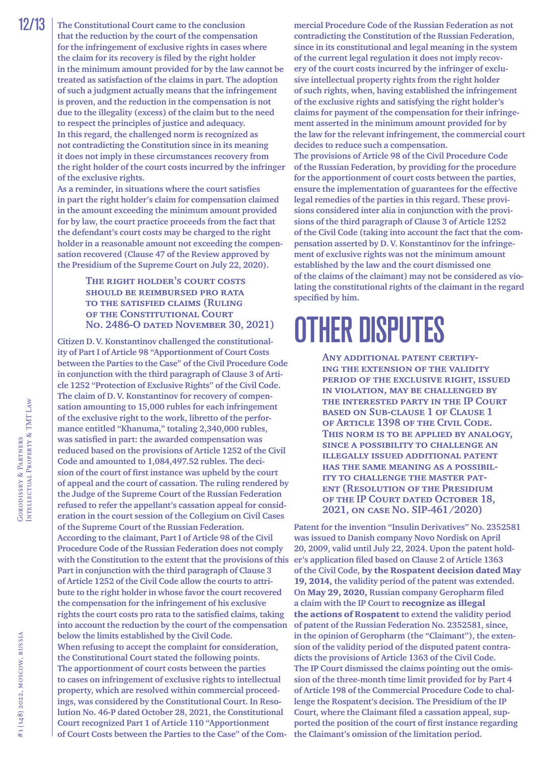The Constitutional Court came to the conclusion that the reduction by the court of the compensation for the infringement of exclusive rights in cases where the claim for its recovery is filed by the right holder in the minimum amount provided for by the law cannot be treated as satisfaction of the claims in part. The adoption of such a judgment actually means that the infringement is proven, and the reduction in the compensation is not due to the illegality (excess) of the claim but to the need to respect the principles of justice and adequacy. In this regard, the challenged norm is recognized as not contradicting the Constitution since in its meaning it does not imply in these circumstances recovery from the right holder of the court costs incurred by the infringer of the exclusive rights.

As a reminder, in situations where the court satisfies in part the right holder's claim for compensation claimed in the amount exceeding the minimum amount provided for by law, the court practice proceeds from the fact that the defendant's court costs may be charged to the right holder in a reasonable amount not exceeding the compensation recovered (Clause 47 of the Review approved by the Presidium of the Supreme Court on July 22, 2020).

### The right holder's court costs should be reimbursed pro rata to the satisfied claims (Ruling of the Constitutional Court No. 2486-O dated November 30, 2021)

Citizen D. V. Konstantinov challenged the constitutionality of Part I of Article 98 "Apportionment of Court Costs between the Parties to the Case" of the Civil Procedure Code in conjunction with the third paragraph of Clause 3 of Article 1252 "Protection of Exclusive Rights" of the Civil Code. The claim of D. V. Konstantinov for recovery of compensation amounting to 15,000 rubles for each infringement of the exclusive right to the work, libretto of the performance entitled "Khanuma," totaling 2,340,000 rubles, was satisfied in part: the awarded compensation was reduced based on the provisions of Article 1252 of the Civil Code and amounted to 1,084,497.52 rubles. The decision of the court of first instance was upheld by the court of appeal and the court of cassation. The ruling rendered by the Judge of the Supreme Court of the Russian Federation refused to refer the appellant's cassation appeal for consideration in the court session of the Collegium on Civil Cases of the Supreme Court of the Russian Federation.

According to the claimant, Part I of Article 98 of the Civil Procedure Code of the Russian Federation does not comply with the Constitution to the extent that the provisions of this Part in conjunction with the third paragraph of Clause 3 of Article 1252 of the Civil Code allow the courts to attribute to the right holder in whose favor the court recovered the compensation for the infringement of his exclusive rights the court costs pro rata to the satisfied claims, taking into account the reduction by the court of the compensation below the limits established by the Civil Code.

When refusing to accept the complaint for consideration, the Constitutional Court stated the following points.

The apportionment of court costs between the parties to cases on infringement of exclusive rights to intellectual property, which are resolved within commercial proceedings, was considered by the Constitutional Court. In Resolution No. 46-P dated October 28, 2021, the Constitutional Court recognized Part 1 of Article 110 "Apportionment of Court Costs between the Parties to the Case" of the Commercial Procedure Code of the Russian Federation as not contradicting the Constitution of the Russian Federation, since in its constitutional and legal meaning in the system of the current legal regulation it does not imply recovery of the court costs incurred by the infringer of exclusive intellectual property rights from the right holder of such rights, when, having established the infringement of the exclusive rights and satisfying the right holder's claims for payment of the compensation for their infringement asserted in the minimum amount provided for by the law for the relevant infringement, the commercial court decides to reduce such a compensation.

The provisions of Article 98 of the Civil Procedure Code of the Russian Federation, by providing for the procedure for the apportionment of court costs between the parties, ensure the implementation of guarantees for the effective legal remedies of the parties in this regard. These provisions considered inter alia in conjunction with the provisions of the third paragraph of Clause 3 of Article 1252 of the Civil Code (taking into account the fact that the compensation asserted by D. V. Konstantinov for the infringement of exclusive rights was not the minimum amount established by the law and the court dismissed one of the claims of the claimant) may not be considered as violating the constitutional rights of the claimant in the regard specified by him.

# OTHER DISPUTES

### Any additional patent certifying the extension of the validity period of the exclusive right, issued in violation, may be challenged by the interested party in the IP Court based on Sub-clause 1 of Clause 1 of Article 1398 of the Civil Code. This norm is to be applied by analogy, since a possibility to challenge an illegally issued additional patent has the same meaning as a possibility to challenge the master patent (Resolution of the Presidium of the IP Court dated October 18, 2021, on case No. SIP-461/2020)

Patent for the invention "Insulin Derivatives" No. 2352581 was issued to Danish company Novo Nordisk on April 20, 2009, valid until July 22, 2024. Upon the patent holder's application filed based on Clause 2 of Article 1363 of the Civil Code, **by the Rospatent decision dated May 19, 2014,** the validity period of the patent was extended. On **May 29, 2020,** Russian company Geropharm filed a claim with the IP Court to **recognize as illegal the actions of Rospatent** to extend the validity period of patent of the Russian Federation No. 2352581, since, in the opinion of Geropharm (the "Claimant"), the extension of the validity period of the disputed patent contradicts the provisions of Article 1363 of the Civil Code. The IP Court dismissed the claims pointing out the omission of the three-month time limit provided for by Part 4 of Article 198 of the Commercial Procedure Code to challenge the Rospatent's decision. The Presidium of the IP Court, where the Claimant filed a cassation appeal, supported the position of the court of first instance regarding the Claimant's omission of the limitation period.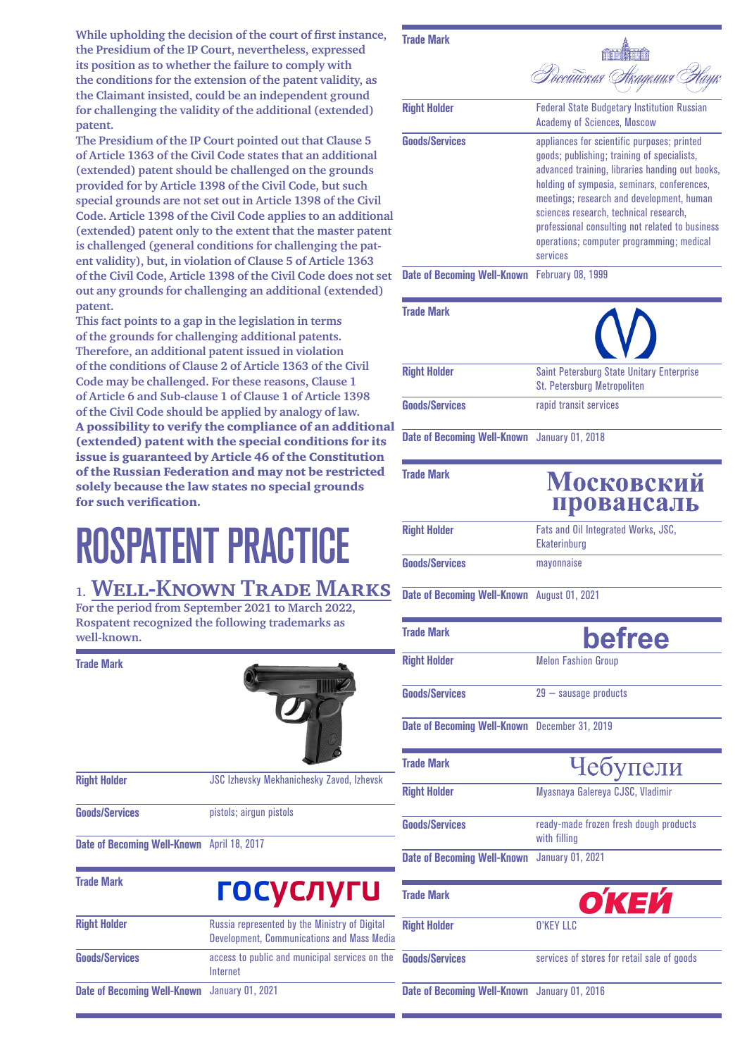**While upholding the decision of the court of first instance, the Presidium of the IP Court, nevertheless, expressed its position as to whether the failure to comply with the conditions for the extension of the patent validity, as the Claimant insisted, could be an independent ground for challenging the validity of the additional (extended) patent.**

**The Presidium of the IP Court pointed out that Clause 5 of Article 1363 of the Civil Code states that an additional (extended) patent should be challenged on the grounds provided for by Article 1398 of the Civil Code, but such special grounds are not set out in Article 1398 of the Civil Code. Article 1398 of the Civil Code applies to an additional (extended) patent only to the extent that the master patent is challenged (general conditions for challenging the patent validity), but, in violation of Clause 5 of Article 1363 of the Civil Code, Article 1398 of the Civil Code does not set out any grounds for challenging an additional (extended) patent.**

**This fact points to a gap in the legislation in terms of the grounds for challenging additional patents. Therefore, an additional patent issued in violation of the conditions of Clause 2 of Article 1363 of the Civil Code may be challenged. For these reasons, Clause 1 of Article 6 and Sub-clause 1 of Clause 1 of Article 1398 of the Civil Code should be applied by analogy of law.**

**A possibility to verify the compliance of an additional (extended) patent with the special conditions for its issue is guaranteed by Article 46 of the Constitution of the Russian Federation and may not be restricted solely because the law states no special grounds for such verification.**

# ROSPATENT PRACTICE

## 1. Well-Known Trade Marks

**For the period from September 2021 to March 2022, Rospatent recognized the following trademarks as well-known.**

| | |
|---|---|
| **Trade Mark** | |
| **Right Holder** | JSC Izhevsky Mekhanichesky Zavod, Izhevsk |
| **Goods/Services** | pistols; airgun pistols |
| **Date of Becoming Well-Known** | April 18, 2017 |

| | |
|---|---|
| **Trade Mark** | госуслуги |
| **Right Holder** | Russia represented by the Ministry of Digital Development, Communications and Mass Media |
| **Goods/Services** | access to public and municipal services on the Internet |
| **Date of Becoming Well-Known** | January 01, 2021 |

| | |
|---|---|
| **Trade Mark** | Российская Академия Наук |
| **Right Holder** | Federal State Budgetary Institution Russian Academy of Sciences, Moscow |
| **Goods/Services** | appliances for scientific purposes; printed goods; publishing; training of specialists, advanced training, libraries handing out books, holding of symposia, seminars, conferences, meetings; research and development, human sciences research, technical research, professional consulting not related to business operations; computer programming; medical services |
| **Date of Becoming Well-Known** | February 08, 1999 |

| | |
|---|---|
| **Trade Mark** | |
| **Right Holder** | Saint Petersburg State Unitary Enterprise St. Petersburg Metropoliten |
| **Goods/Services** | rapid transit services |
| **Date of Becoming Well-Known** | January 01, 2018 |

| | |
|---|---|
| **Trade Mark** | Московский провансаль |
| **Right Holder** | Fats and Oil Integrated Works, JSC, Ekaterinburg |
| **Goods/Services** | mayonnaise |
| **Date of Becoming Well-Known** | August 01, 2021 |

| | |
|---|---|
| **Trade Mark** | befree |
| **Right Holder** | Melon Fashion Group |
| **Goods/Services** | 29 — sausage products |
| **Date of Becoming Well-Known** | December 31, 2019 |

| | |
|---|---|
| **Trade Mark** | Чебупели |
| **Right Holder** | Myasnaya Galereya CJSC, Vladimir |
| **Goods/Services** | ready-made frozen fresh dough products with filling |
| **Date of Becoming Well-Known** | January 01, 2021 |

| | |
|---|---|
| **Trade Mark** | О'КЕЙ |
| **Right Holder** | O'KEY LLC |
| **Goods/Services** | services of stores for retail sale of goods |
| **Date of Becoming Well-Known** | January 01, 2016 |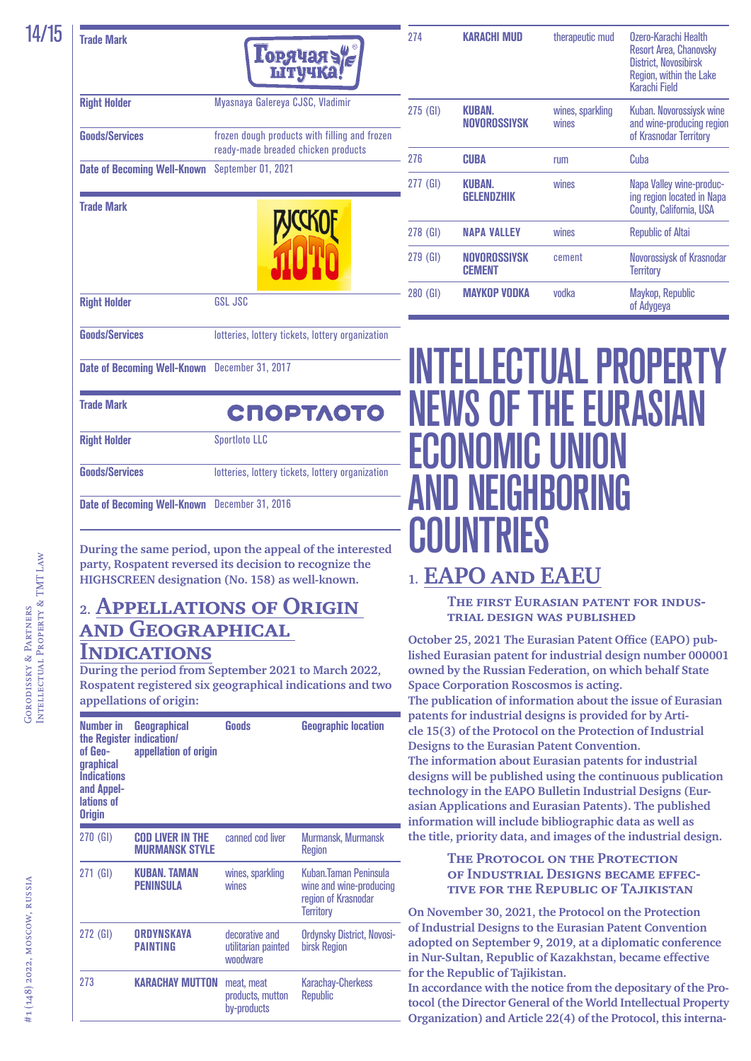| Trade Mark | Горячая штучка! |
|---|---|
| Right Holder | Myasnaya Galereya CJSC, Vladimir |
| Goods/Services | frozen dough products with filling and frozen ready-made breaded chicken products |
| Date of Becoming Well-Known | September 01, 2021 |

| Trade Mark | РУССКОЕ ЛОТО |
|---|---|
| Right Holder | GSL JSC |
| Goods/Services | lotteries, lottery tickets, lottery organization |
| Date of Becoming Well-Known | December 31, 2017 |

| Trade Mark | СПОРТЛОТО |
|---|---|
| Right Holder | Sportloto LLC |
| Goods/Services | lotteries, lottery tickets, lottery organization |
| Date of Becoming Well-Known | December 31, 2016 |

**During the same period, upon the appeal of the interested party, Rospatent reversed its decision to recognize the HIGHSCREEN designation (No. 158) as well-known.**

## 2. Appellations of Origin and Geographical Indications

**During the period from September 2021 to March 2022, Rospatent registered six geographical indications and two appellations of origin:**

| Number in the Register of Geographical Indications and Appellations of Origin | Geographical indication/ appellation of origin | Goods | Geographic location |
|---|---|---|---|
| 270 (GI) | COD LIVER IN THE MURMANSK STYLE | canned cod liver | Murmansk, Murmansk Region |
| 271 (GI) | KUBAN. TAMAN PENINSULA | wines, sparkling wines | Kuban.Taman Peninsula wine and wine-producing region of Krasnodar Territory |
| 272 (GI) | ORDYNSKAYA PAINTING | decorative and utilitarian painted woodware | Ordynsky District, Novosibirsk Region |
| 273 | KARACHAY MUTTON | meat, meat products, mutton by-products | Karachay-Cherkess Republic |
| 274 | KARACHI MUD | therapeutic mud | Ozero-Karachi Health Resort Area, Chanovsky District, Novosibirsk Region, within the Lake Karachi Field |
| 275 (GI) | KUBAN. NOVOROSSIYSK | wines, sparkling wines | Kuban. Novorossiysk wine and wine-producing region of Krasnodar Territory |
| 276 | CUBA | rum | Cuba |
| 277 (GI) | KUBAN. GELENDZHIK | wines | Napa Valley wine-producing region located in Napa County, California, USA |
| 278 (GI) | NAPA VALLEY | wines | Republic of Altai |
| 279 (GI) | NOVOROSSIYSK CEMENT | cement | Novorossiysk of Krasnodar Territory |
| 280 (GI) | MAYKOP VODKA | vodka | Maykop, Republic of Adygeya |

# INTELLECTUAL PROPERTY NEWS OF THE EURASIAN ECONOMIC UNION AND NEIGHBORING COUNTRIES

## 1. EAPO and EAEU

### The first Eurasian patent for industrial design was published

**October 25, 2021 The Eurasian Patent Office (EAPO) published Eurasian patent for industrial design number 000001 owned by the Russian Federation, on which behalf State Space Corporation Roscosmos is acting.**

**The publication of information about the issue of Eurasian patents for industrial designs is provided for by Article 15(3) of the Protocol on the Protection of Industrial Designs to the Eurasian Patent Convention.**

**The information about Eurasian patents for industrial designs will be published using the continuous publication technology in the EAPO Bulletin Industrial Designs (Eurasian Applications and Eurasian Patents). The published information will include bibliographic data as well as the title, priority data, and images of the industrial design.**

### The Protocol on the Protection of Industrial Designs became effective for the Republic of Tajikistan

**On November 30, 2021, the Protocol on the Protection of Industrial Designs to the Eurasian Patent Convention adopted on September 9, 2019, at a diplomatic conference in Nur-Sultan, Republic of Kazakhstan, became effective for the Republic of Tajikistan.**

**In accordance with the notice from the depositary of the Protocol (the Director General of the World Intellectual Property Organization) and Article 22(4) of the Protocol, this interna-**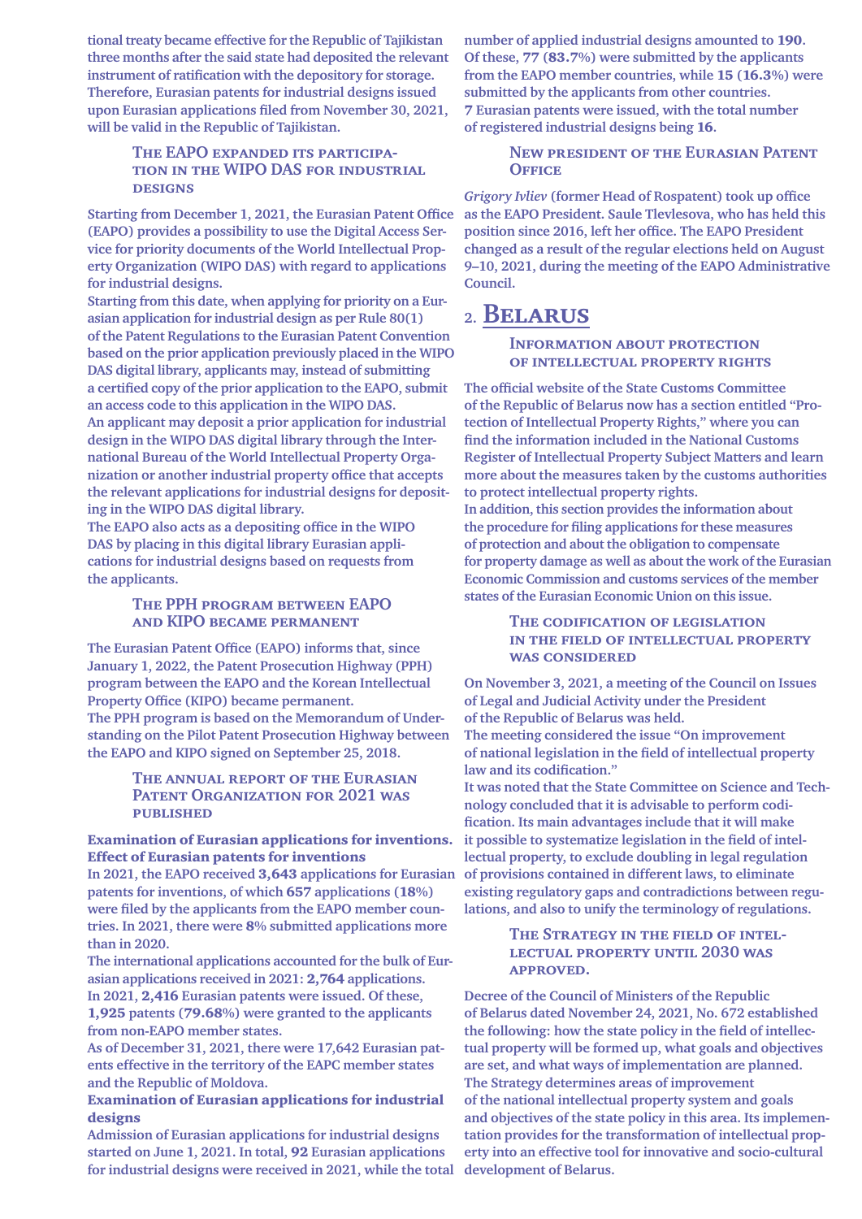tional treaty became effective for the Republic of Tajikistan three months after the said state had deposited the relevant instrument of ratification with the depository for storage. Therefore, Eurasian patents for industrial designs issued upon Eurasian applications filed from November 30, 2021, will be valid in the Republic of Tajikistan.

### The EAPO expanded its participation in the WIPO DAS for industrial designs

Starting from December 1, 2021, the Eurasian Patent Office (EAPO) provides a possibility to use the Digital Access Service for priority documents of the World Intellectual Property Organization (WIPO DAS) with regard to applications for industrial designs.

Starting from this date, when applying for priority on a Eurasian application for industrial design as per Rule 80(1) of the Patent Regulations to the Eurasian Patent Convention based on the prior application previously placed in the WIPO DAS digital library, applicants may, instead of submitting a certified copy of the prior application to the EAPO, submit an access code to this application in the WIPO DAS.

An applicant may deposit a prior application for industrial design in the WIPO DAS digital library through the International Bureau of the World Intellectual Property Organization or another industrial property office that accepts the relevant applications for industrial designs for depositing in the WIPO DAS digital library.

The EAPO also acts as a depositing office in the WIPO DAS by placing in this digital library Eurasian applications for industrial designs based on requests from the applicants.

### The PPH program between EAPO and KIPO became permanent

The Eurasian Patent Office (EAPO) informs that, since January 1, 2022, the Patent Prosecution Highway (PPH) program between the EAPO and the Korean Intellectual Property Office (KIPO) became permanent.

The PPH program is based on the Memorandum of Understanding on the Pilot Patent Prosecution Highway between the EAPO and KIPO signed on September 25, 2018.

### The annual report of the Eurasian Patent Organization for 2021 was published

**Examination of Eurasian applications for inventions. Effect of Eurasian patents for inventions**

In 2021, the EAPO received **3,643** applications for Eurasian patents for inventions, of which **657** applications (**18%**) were filed by the applicants from the EAPO member countries. In 2021, there were **8%** submitted applications more than in 2020.

The international applications accounted for the bulk of Eurasian applications received in 2021: **2,764** applications.

In 2021, **2,416** Eurasian patents were issued. Of these, **1,925** patents (**79.68%**) were granted to the applicants from non-EAPO member states.

As of December 31, 2021, there were 17,642 Eurasian patents effective in the territory of the EAPC member states and the Republic of Moldova.

**Examination of Eurasian applications for industrial designs**

Admission of Eurasian applications for industrial designs started on June 1, 2021. In total, **92** Eurasian applications for industrial designs were received in 2021, while the total number of applied industrial designs amounted to **190**. Of these, **77** (**83.7%**) were submitted by the applicants from the EAPO member countries, while **15** (**16.3%**) were submitted by the applicants from other countries.

**7** Eurasian patents were issued, with the total number of registered industrial designs being **16**.

### New president of the Eurasian Patent Office

*Grigory Ivliev* (former Head of Rospatent) took up office as the EAPO President. Saule Tlevlesova, who has held this position since 2016, left her office. The EAPO President changed as a result of the regular elections held on August 9–10, 2021, during the meeting of the EAPO Administrative Council.

## 2. Belarus

### Information about protection of intellectual property rights

The official website of the State Customs Committee of the Republic of Belarus now has a section entitled "Protection of Intellectual Property Rights," where you can find the information included in the National Customs Register of Intellectual Property Subject Matters and learn more about the measures taken by the customs authorities to protect intellectual property rights.

In addition, this section provides the information about the procedure for filing applications for these measures of protection and about the obligation to compensate for property damage as well as about the work of the Eurasian Economic Commission and customs services of the member states of the Eurasian Economic Union on this issue.

### The codification of legislation in the field of intellectual property was considered

On November 3, 2021, a meeting of the Council on Issues of Legal and Judicial Activity under the President of the Republic of Belarus was held.

The meeting considered the issue "On improvement of national legislation in the field of intellectual property law and its codification."

It was noted that the State Committee on Science and Technology concluded that it is advisable to perform codification. Its main advantages include that it will make it possible to systematize legislation in the field of intellectual property, to exclude doubling in legal regulation of provisions contained in different laws, to eliminate existing regulatory gaps and contradictions between regulations, and also to unify the terminology of regulations.

### The Strategy in the field of intellectual property until 2030 was approved.

Decree of the Council of Ministers of the Republic of Belarus dated November 24, 2021, No. 672 established the following: how the state policy in the field of intellectual property will be formed up, what goals and objectives are set, and what ways of implementation are planned.

The Strategy determines areas of improvement of the national intellectual property system and goals and objectives of the state policy in this area. Its implementation provides for the transformation of intellectual property into an effective tool for innovative and socio-cultural development of Belarus.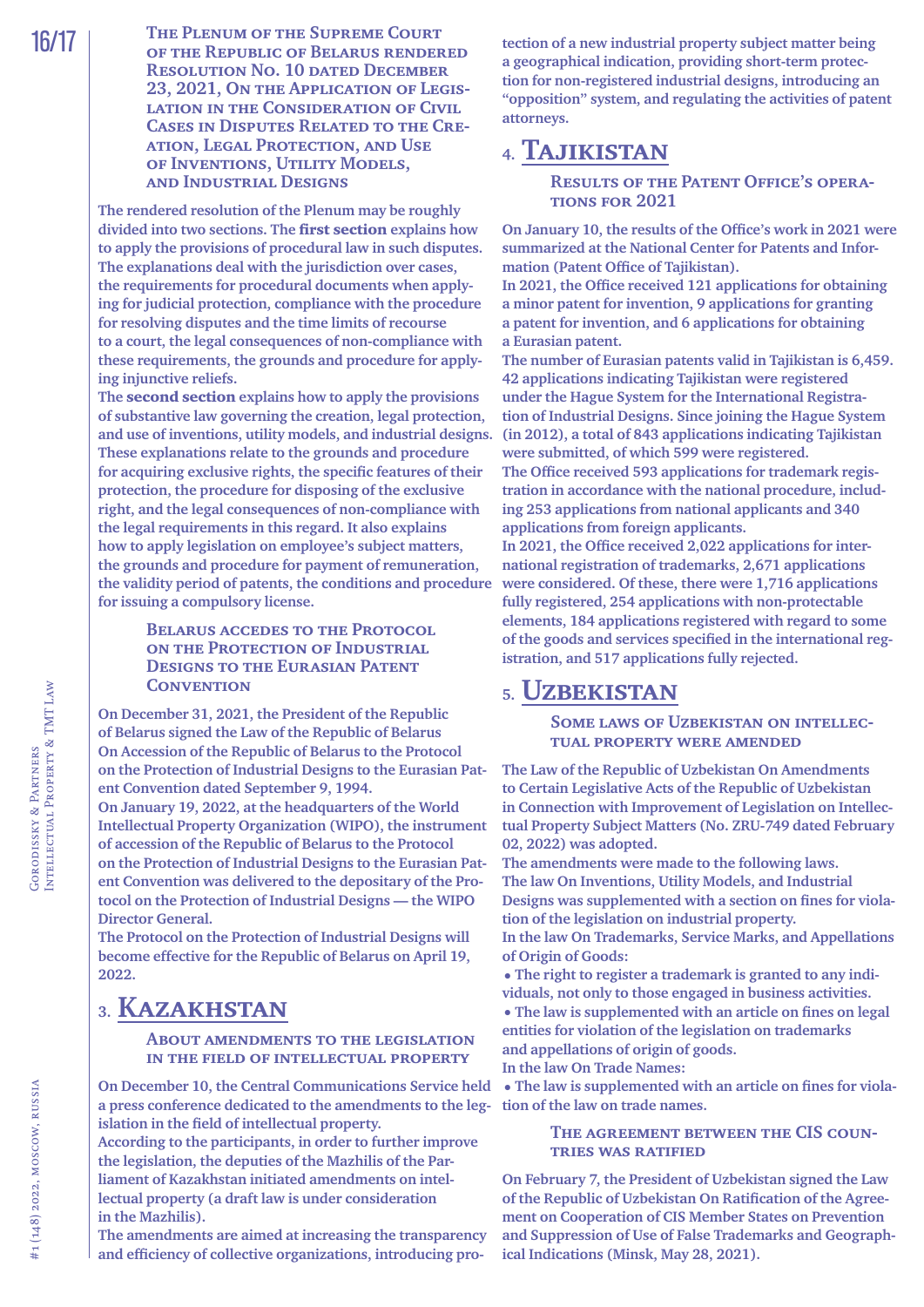### The Plenum of the Supreme Court of the Republic of Belarus rendered Resolution No. 10 dated December 23, 2021, On the Application of Legislation in the Consideration of Civil Cases in Disputes Related to the Creation, Legal Protection, and Use of Inventions, Utility Models, and Industrial Designs

The rendered resolution of the Plenum may be roughly divided into two sections. The **first section** explains how to apply the provisions of procedural law in such disputes. The explanations deal with the jurisdiction over cases, the requirements for procedural documents when applying for judicial protection, compliance with the procedure for resolving disputes and the time limits of recourse to a court, the legal consequences of non-compliance with these requirements, the grounds and procedure for applying injunctive reliefs.

The **second section** explains how to apply the provisions of substantive law governing the creation, legal protection, and use of inventions, utility models, and industrial designs. These explanations relate to the grounds and procedure for acquiring exclusive rights, the specific features of their protection, the procedure for disposing of the exclusive right, and the legal consequences of non-compliance with the legal requirements in this regard. It also explains how to apply legislation on employee's subject matters, the grounds and procedure for payment of remuneration, the validity period of patents, the conditions and procedure for issuing a compulsory license.

### Belarus accedes to the Protocol on the Protection of Industrial Designs to the Eurasian Patent Convention

On December 31, 2021, the President of the Republic of Belarus signed the Law of the Republic of Belarus On Accession of the Republic of Belarus to the Protocol on the Protection of Industrial Designs to the Eurasian Patent Convention dated September 9, 1994.

On January 19, 2022, at the headquarters of the World Intellectual Property Organization (WIPO), the instrument of accession of the Republic of Belarus to the Protocol on the Protection of Industrial Designs to the Eurasian Patent Convention was delivered to the depositary of the Protocol on the Protection of Industrial Designs — the WIPO Director General.

The Protocol on the Protection of Industrial Designs will become effective for the Republic of Belarus on April 19, 2022.

## 3. Kazakhstan

### About amendments to the legislation in the field of intellectual property

On December 10, the Central Communications Service held a press conference dedicated to the amendments to the legislation in the field of intellectual property.

According to the participants, in order to further improve the legislation, the deputies of the Mazhilis of the Parliament of Kazakhstan initiated amendments on intellectual property (a draft law is under consideration in the Mazhilis).

The amendments are aimed at increasing the transparency and efficiency of collective organizations, introducing protection of a new industrial property subject matter being a geographical indication, providing short-term protection for non-registered industrial designs, introducing an "opposition" system, and regulating the activities of patent attorneys.

## 4. Tajikistan

### Results of the Patent Office's operations for 2021

On January 10, the results of the Office's work in 2021 were summarized at the National Center for Patents and Information (Patent Office of Tajikistan).

In 2021, the Office received 121 applications for obtaining a minor patent for invention, 9 applications for granting a patent for invention, and 6 applications for obtaining a Eurasian patent.

The number of Eurasian patents valid in Tajikistan is 6,459. 42 applications indicating Tajikistan were registered under the Hague System for the International Registration of Industrial Designs. Since joining the Hague System (in 2012), a total of 843 applications indicating Tajikistan were submitted, of which 599 were registered.

The Office received 593 applications for trademark registration in accordance with the national procedure, including 253 applications from national applicants and 340 applications from foreign applicants.

In 2021, the Office received 2,022 applications for international registration of trademarks, 2,671 applications were considered. Of these, there were 1,716 applications fully registered, 254 applications with non-protectable elements, 184 applications registered with regard to some of the goods and services specified in the international registration, and 517 applications fully rejected.

## 5. Uzbekistan

### Some laws of Uzbekistan on intellectual property were amended

The Law of the Republic of Uzbekistan On Amendments to Certain Legislative Acts of the Republic of Uzbekistan in Connection with Improvement of Legislation on Intellectual Property Subject Matters (No. ZRU-749 dated February 02, 2022) was adopted.

The amendments were made to the following laws.

The law On Inventions, Utility Models, and Industrial Designs was supplemented with a section on fines for violation of the legislation on industrial property.

In the law On Trademarks, Service Marks, and Appellations of Origin of Goods:

- The right to register a trademark is granted to any individuals, not only to those engaged in business activities.
- The law is supplemented with an article on fines on legal entities for violation of the legislation on trademarks and appellations of origin of goods.

In the law On Trade Names:

- The law is supplemented with an article on fines for violation of the law on trade names.

### The agreement between the CIS countries was ratified

On February 7, the President of Uzbekistan signed the Law of the Republic of Uzbekistan On Ratification of the Agreement on Cooperation of CIS Member States on Prevention and Suppression of Use of False Trademarks and Geographical Indications (Minsk, May 28, 2021).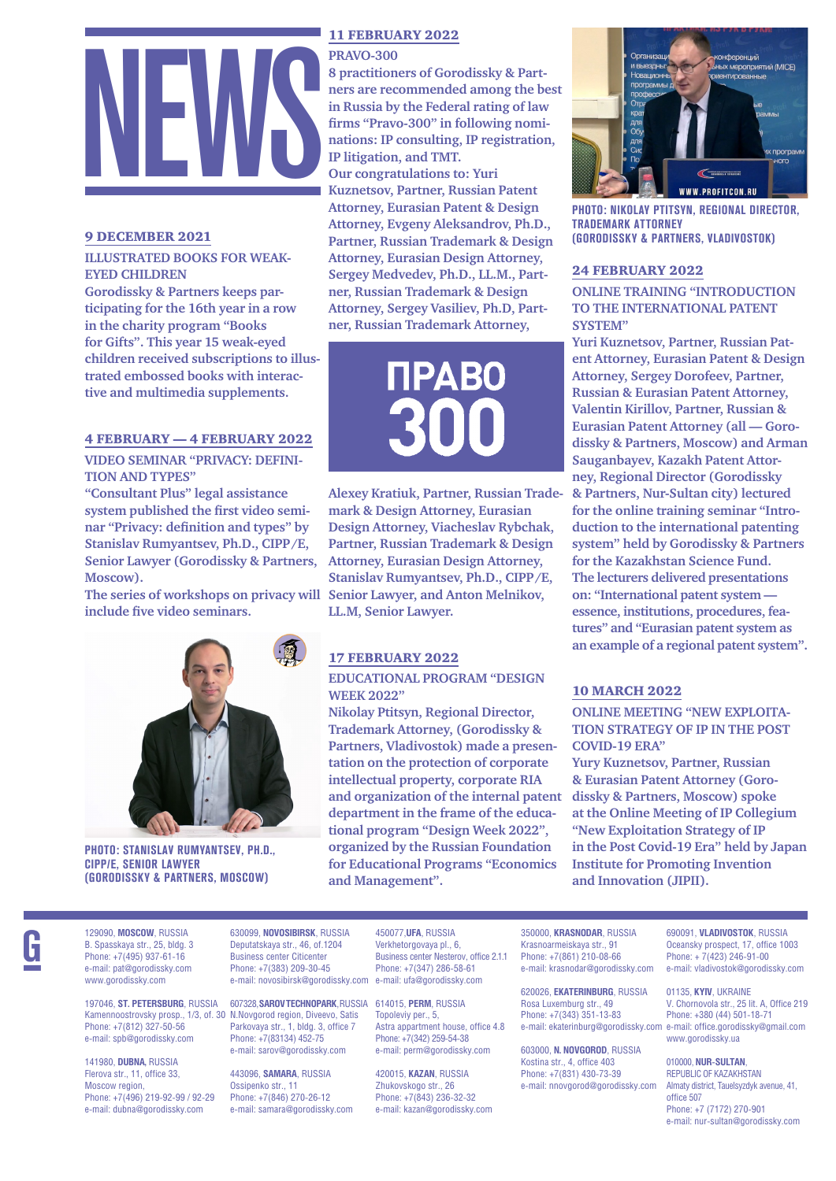# NEWS

## 9 DECEMBER 2021

### ILLUSTRATED BOOKS FOR WEAK-EYED CHILDREN

Gorodissky & Partners keeps participating for the 16th year in a row in the charity program "Books for Gifts". This year 15 weak-eyed children received subscriptions to illustrated embossed books with interactive and multimedia supplements.

## 4 FEBRUARY — 4 FEBRUARY 2022

### VIDEO SEMINAR "PRIVACY: DEFINITION AND TYPES"

"Consultant Plus" legal assistance system published the first video seminar "Privacy: definition and types" by Stanislav Rumyantsev, Ph.D., CIPP/E, Senior Lawyer (Gorodissky & Partners, Moscow).

The series of workshops on privacy will include five video seminars.

PHOTO: STANISLAV RUMYANTSEV, PH.D., CIPP/E, SENIOR LAWYER (GORODISSKY & PARTNERS, MOSCOW)

## 11 FEBRUARY 2022

### PRAVO-300

8 practitioners of Gorodissky & Partners are recommended among the best in Russia by the Federal rating of law firms "Pravo-300" in following nominations: IP consulting, IP registration, IP litigation, and TMT.

Our congratulations to: Yuri Kuznetsov, Partner, Russian Patent Attorney, Eurasian Patent & Design Attorney, Evgeny Aleksandrov, Ph.D., Partner, Russian Trademark & Design Attorney, Eurasian Design Attorney, Sergey Medvedev, Ph.D., LL.M., Partner, Russian Trademark & Design Attorney, Sergey Vasiliev, Ph.D, Partner, Russian Trademark Attorney,

ПРАВО 300

Alexey Kratiuk, Partner, Russian Trademark & Design Attorney, Eurasian Design Attorney, Viacheslav Rybchak, Partner, Russian Trademark & Design Attorney, Eurasian Design Attorney, Stanislav Rumyantsev, Ph.D., CIPP/E, Senior Lawyer, and Anton Melnikov, LL.M, Senior Lawyer.

## 17 FEBRUARY 2022

### EDUCATIONAL PROGRAM "DESIGN WEEK 2022"

Nikolay Ptitsyn, Regional Director, Trademark Attorney, (Gorodissky & Partners, Vladivostok) made a presentation on the protection of corporate intellectual property, corporate RIA and organization of the internal patent department in the frame of the educational program "Design Week 2022", organized by the Russian Foundation for Educational Programs "Economics and Management".

PHOTO: NIKOLAY PTITSYN, REGIONAL DIRECTOR, TRADEMARK ATTORNEY (GORODISSKY & PARTNERS, VLADIVOSTOK)

## 24 FEBRUARY 2022

### ONLINE TRAINING "INTRODUCTION TO THE INTERNATIONAL PATENT SYSTEM"

Yuri Kuznetsov, Partner, Russian Patent Attorney, Eurasian Patent & Design Attorney, Sergey Dorofeev, Partner, Russian & Eurasian Patent Attorney, Valentin Kirillov, Partner, Russian & Eurasian Patent Attorney (all — Gorodissky & Partners, Moscow) and Arman Sauganbayev, Kazakh Patent Attorney, Regional Director (Gorodissky & Partners, Nur-Sultan city) lectured for the online training seminar "Introduction to the international patenting system" held by Gorodissky & Partners for the Kazakhstan Science Fund.

The lecturers delivered presentations on: "International patent system — essence, institutions, procedures, features" and "Eurasian patent system as an example of a regional patent system".

## 10 MARCH 2022

### ONLINE MEETING "NEW EXPLOITATION STRATEGY OF IP IN THE POST COVID-19 ERA"

Yury Kuznetsov, Partner, Russian & Eurasian Patent Attorney (Gorodissky & Partners, Moscow) spoke at the Online Meeting of IP Collegium "New Exploitation Strategy of IP in the Post Covid-19 Era" held by Japan Institute for Promoting Invention and Innovation (JIPII).

---

129090, **MOSCOW**, RUSSIA
B. Spasskaya str., 25, bldg. 3
Phone: +7(495) 937-61-16
e-mail: pat@gorodissky.com
www.gorodissky.com

197046, **ST. PETERSBURG**, RUSSIA
Kamennoostrovsky prosp., 1/3, of. 30
Phone: +7(812) 327-50-56
e-mail: spb@gorodissky.com

141980, **DUBNA**, RUSSIA
Flerova str., 11, office 33,
Moscow region,
Phone: +7(496) 219-92-99 / 92-29
e-mail: dubna@gorodissky.com

630099, **NOVOSIBIRSK**, RUSSIA
Deputatskaya str., 46, of.1204
Business center Citicenter
Phone: +7(383) 209-30-45
e-mail: novosibirsk@gorodissky.com

607328, **SAROV TECHNOPARK**, RUSSIA
N.Novgorod region, Diveevo, Satis
Parkovaya str., 1, bldg. 3, office 7
Phone: +7(83134) 452-75
e-mail: sarov@gorodissky.com

443096, **SAMARA**, RUSSIA
Ossipenko str., 11
Phone: +7(846) 270-26-12
e-mail: samara@gorodissky.com

450077, **UFA**, RUSSIA
Verkhetorgovaya pl., 6,
Business center Nesterov, office 2.1.1
Phone: +7(347) 286-58-61
e-mail: ufa@gorodissky.com

614015, **PERM**, RUSSIA
Topoleviy per., 5,
Astra appartment house, office 4.8
Phone: +7(342) 259-54-38
e-mail: perm@gorodissky.com

420015, **KAZAN**, RUSSIA
Zhukovskogo str., 26
Phone: +7(843) 236-32-32
e-mail: kazan@gorodissky.com

350000, **KRASNODAR**, RUSSIA
Krasnoarmeiskaya str., 91
Phone: +7(861) 210-08-66
e-mail: krasnodar@gorodissky.com

620026, **EKATERINBURG**, RUSSIA
Rosa Luxemburg str., 49
Phone: +7(343) 351-13-83
e-mail: ekaterinburg@gorodissky.com

603000, **N. NOVGOROD**, RUSSIA
Kostina str., 4, office 403
Phone: +7(831) 430-73-39
e-mail: nnovgorod@gorodissky.com

690091, **VLADIVOSTOK**, RUSSIA
Oceansky prospect, 17, office 1003
Phone: + 7(423) 246-91-00
e-mail: vladivostok@gorodissky.com

01135, **KYIV**, UKRAINE
V. Chornovola str., 25 lit. A, Office 219
Phone: +380 (44) 501-18-71
e-mail: office.gorodissky@gmail.com
www.gorodissky.ua

010000, **NUR-SULTAN**,
REPUBLIC OF KAZAKHSTAN
Almaty district, Tauelsyzdyk avenue, 41,
office 507
Phone: +7 (7172) 270-901
e-mail: nur-sultan@gorodissky.com